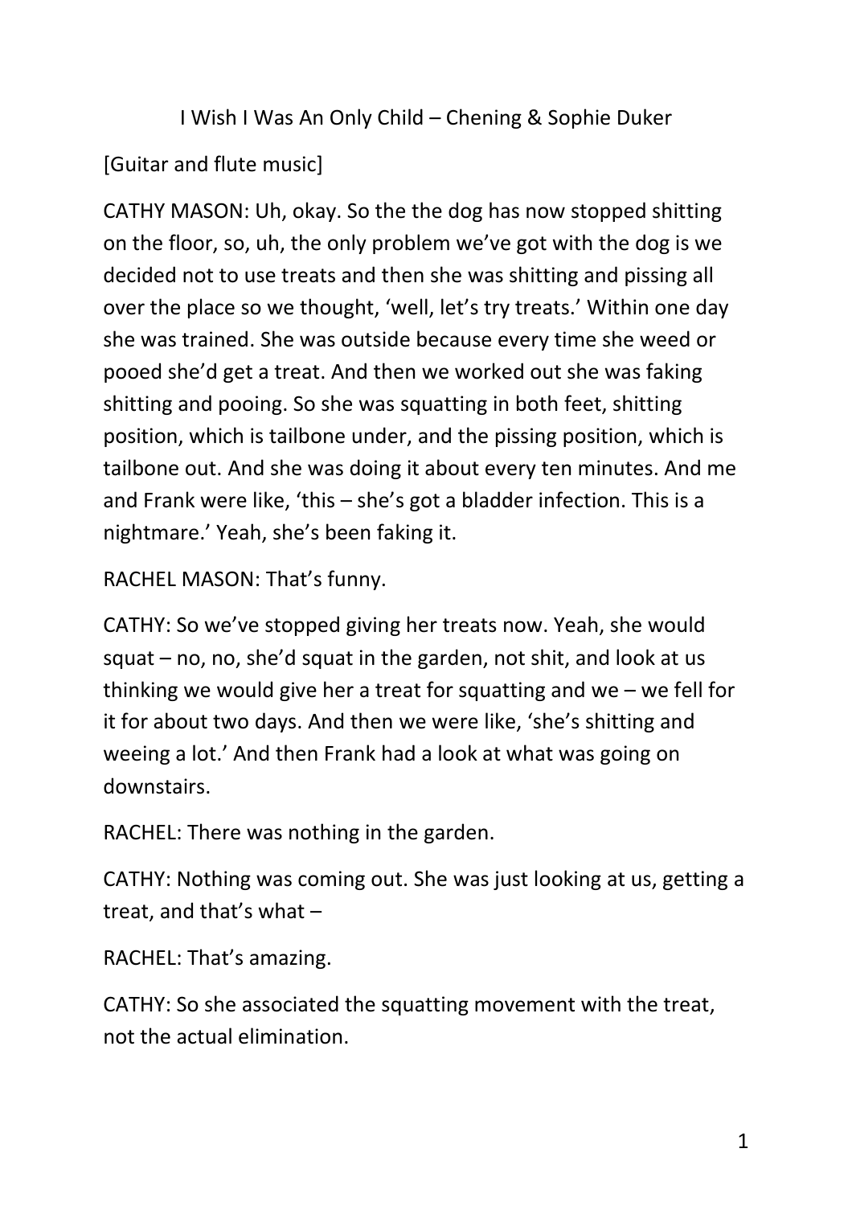I Wish I Was An Only Child – Chening & Sophie Duker

[Guitar and flute music]

CATHY MASON: Uh, okay. So the the dog has now stopped shitting on the floor, so, uh, the only problem we've got with the dog is we decided not to use treats and then she was shitting and pissing all over the place so we thought, 'well, let's try treats.' Within one day she was trained. She was outside because every time she weed or pooed she'd get a treat. And then we worked out she was faking shitting and pooing. So she was squatting in both feet, shitting position, which is tailbone under, and the pissing position, which is tailbone out. And she was doing it about every ten minutes. And me and Frank were like, 'this – she's got a bladder infection. This is a nightmare.' Yeah, she's been faking it.

RACHEL MASON: That's funny.

CATHY: So we've stopped giving her treats now. Yeah, she would squat – no, no, she'd squat in the garden, not shit, and look at us thinking we would give her a treat for squatting and we – we fell for it for about two days. And then we were like, 'she's shitting and weeing a lot.' And then Frank had a look at what was going on downstairs.

RACHEL: There was nothing in the garden.

CATHY: Nothing was coming out. She was just looking at us, getting a treat, and that's what –

RACHEL: That's amazing.

CATHY: So she associated the squatting movement with the treat, not the actual elimination.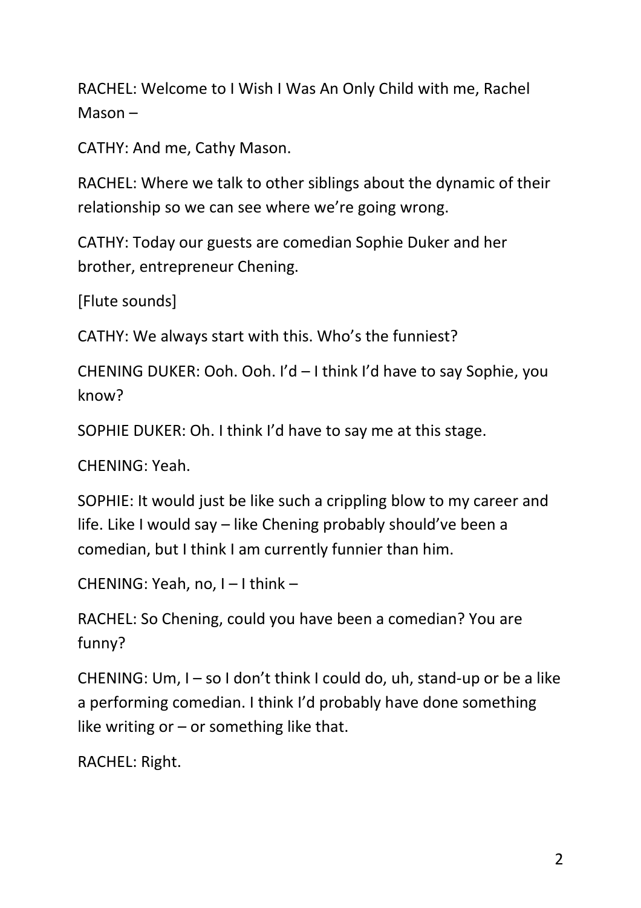RACHEL: Welcome to I Wish I Was An Only Child with me, Rachel Mason –

CATHY: And me, Cathy Mason.

RACHEL: Where we talk to other siblings about the dynamic of their relationship so we can see where we're going wrong.

CATHY: Today our guests are comedian Sophie Duker and her brother, entrepreneur Chening.

[Flute sounds]

CATHY: We always start with this. Who's the funniest?

CHENING DUKER: Ooh. Ooh. I'd – I think I'd have to say Sophie, you know?

SOPHIE DUKER: Oh. I think I'd have to say me at this stage.

CHENING: Yeah.

SOPHIE: It would just be like such a crippling blow to my career and life. Like I would say – like Chening probably should've been a comedian, but I think I am currently funnier than him.

CHENING: Yeah, no, I – I think –

RACHEL: So Chening, could you have been a comedian? You are funny?

CHENING: Um, I – so I don't think I could do, uh, stand-up or be a like a performing comedian. I think I'd probably have done something like writing or – or something like that.

RACHEL: Right.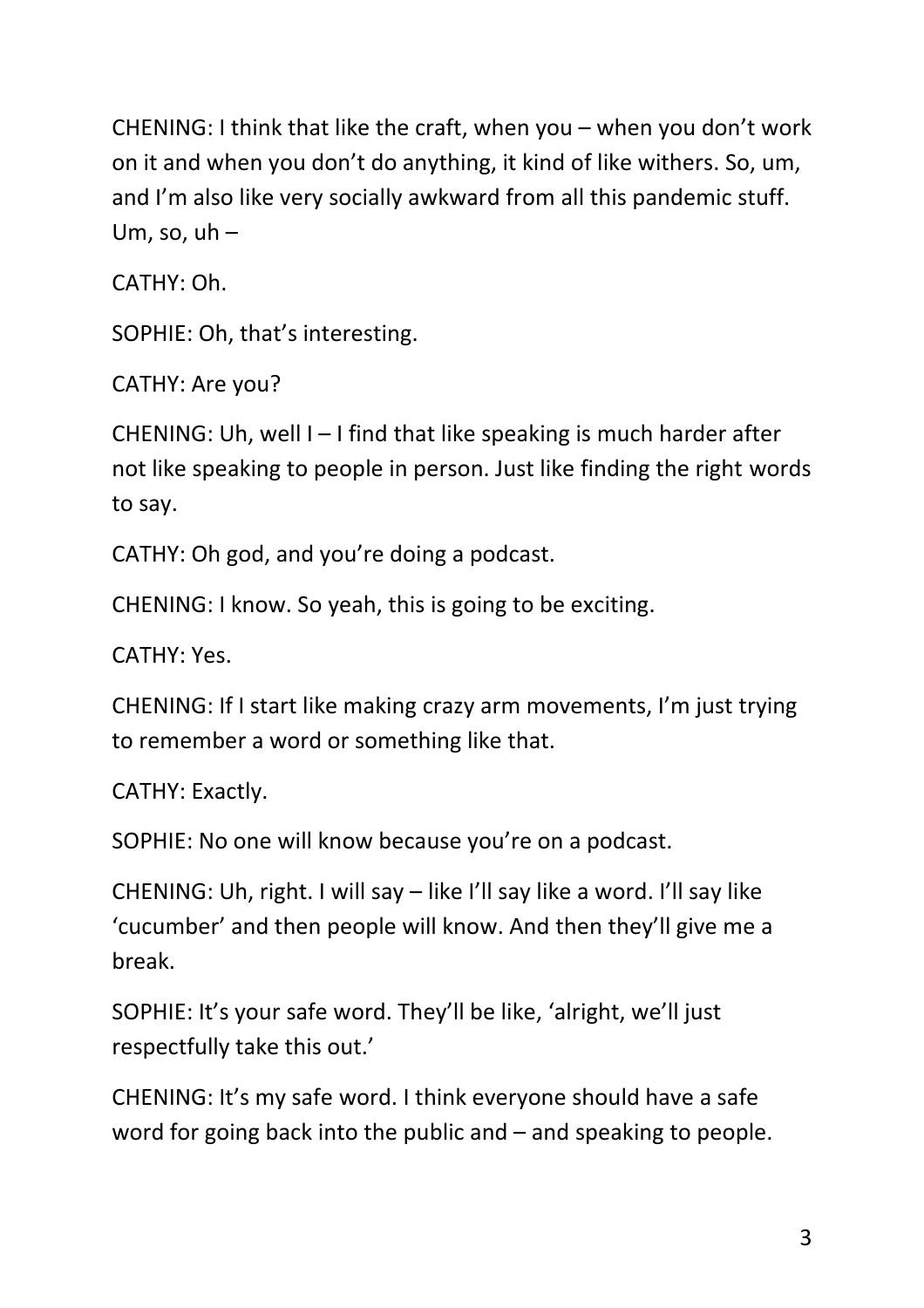CHENING: I think that like the craft, when you – when you don't work on it and when you don't do anything, it kind of like withers. So, um, and I'm also like very socially awkward from all this pandemic stuff. Um, so, uh –

CATHY: Oh.

SOPHIE: Oh, that's interesting.

CATHY: Are you?

CHENING: Uh, well I – I find that like speaking is much harder after not like speaking to people in person. Just like finding the right words to say.

CATHY: Oh god, and you're doing a podcast.

CHENING: I know. So yeah, this is going to be exciting.

CATHY: Yes.

CHENING: If I start like making crazy arm movements, I'm just trying to remember a word or something like that.

CATHY: Exactly.

SOPHIE: No one will know because you're on a podcast.

CHENING: Uh, right. I will say – like I'll say like a word. I'll say like 'cucumber' and then people will know. And then they'll give me a break.

SOPHIE: It's your safe word. They'll be like, 'alright, we'll just respectfully take this out.'

CHENING: It's my safe word. I think everyone should have a safe word for going back into the public and – and speaking to people.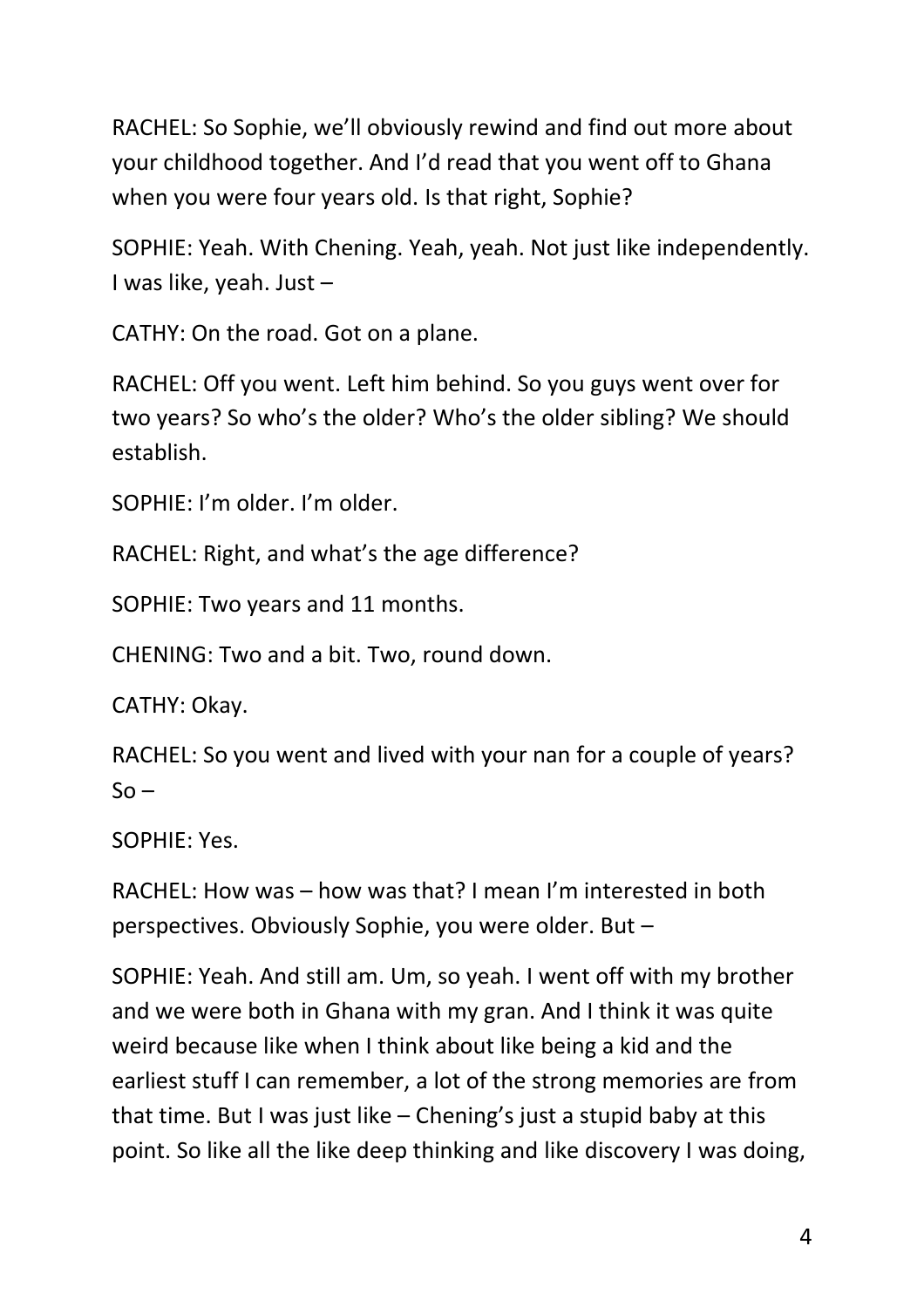RACHEL: So Sophie, we'll obviously rewind and find out more about your childhood together. And I'd read that you went off to Ghana when you were four years old. Is that right, Sophie?

SOPHIE: Yeah. With Chening. Yeah, yeah. Not just like independently. I was like, yeah. Just –

CATHY: On the road. Got on a plane.

RACHEL: Off you went. Left him behind. So you guys went over for two years? So who's the older? Who's the older sibling? We should establish.

SOPHIE: I'm older. I'm older.

RACHEL: Right, and what's the age difference?

SOPHIE: Two years and 11 months.

CHENING: Two and a bit. Two, round down.

CATHY: Okay.

RACHEL: So you went and lived with your nan for a couple of years? So –

SOPHIE: Yes.

RACHEL: How was – how was that? I mean I'm interested in both perspectives. Obviously Sophie, you were older. But –

SOPHIE: Yeah. And still am. Um, so yeah. I went off with my brother and we were both in Ghana with my gran. And I think it was quite weird because like when I think about like being a kid and the earliest stuff I can remember, a lot of the strong memories are from that time. But I was just like – Chening's just a stupid baby at this point. So like all the like deep thinking and like discovery I was doing,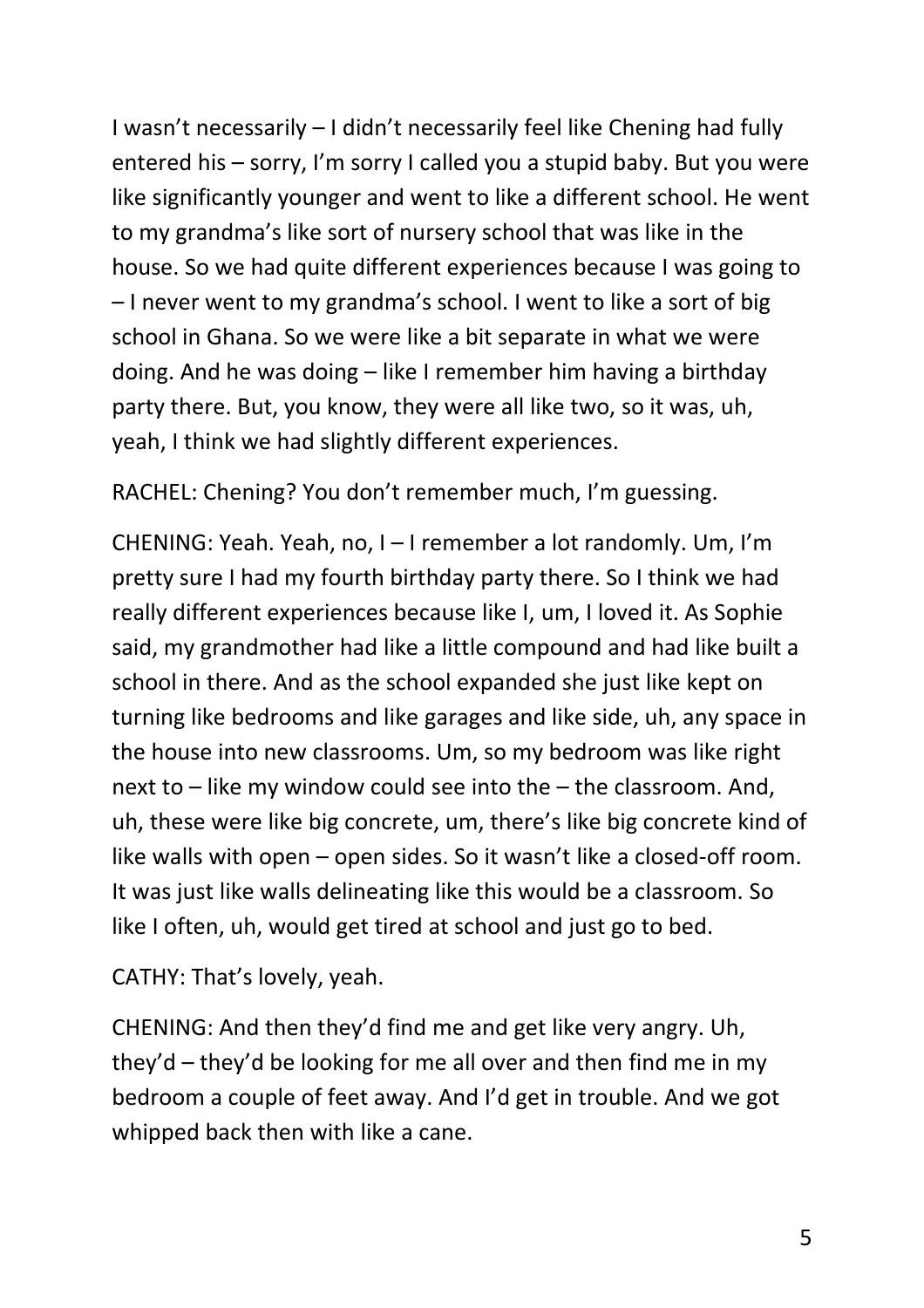I wasn't necessarily – I didn't necessarily feel like Chening had fully entered his – sorry, I'm sorry I called you a stupid baby. But you were like significantly younger and went to like a different school. He went to my grandma's like sort of nursery school that was like in the house. So we had quite different experiences because I was going to – I never went to my grandma's school. I went to like a sort of big school in Ghana. So we were like a bit separate in what we were doing. And he was doing – like I remember him having a birthday party there. But, you know, they were all like two, so it was, uh, yeah, I think we had slightly different experiences.

RACHEL: Chening? You don't remember much, I'm guessing.

CHENING: Yeah. Yeah, no, I – I remember a lot randomly. Um, I'm pretty sure I had my fourth birthday party there. So I think we had really different experiences because like I, um, I loved it. As Sophie said, my grandmother had like a little compound and had like built a school in there. And as the school expanded she just like kept on turning like bedrooms and like garages and like side, uh, any space in the house into new classrooms. Um, so my bedroom was like right next to – like my window could see into the – the classroom. And, uh, these were like big concrete, um, there's like big concrete kind of like walls with open – open sides. So it wasn't like a closed-off room. It was just like walls delineating like this would be a classroom. So like I often, uh, would get tired at school and just go to bed.

CATHY: That's lovely, yeah.

CHENING: And then they'd find me and get like very angry. Uh, they'd – they'd be looking for me all over and then find me in my bedroom a couple of feet away. And I'd get in trouble. And we got whipped back then with like a cane.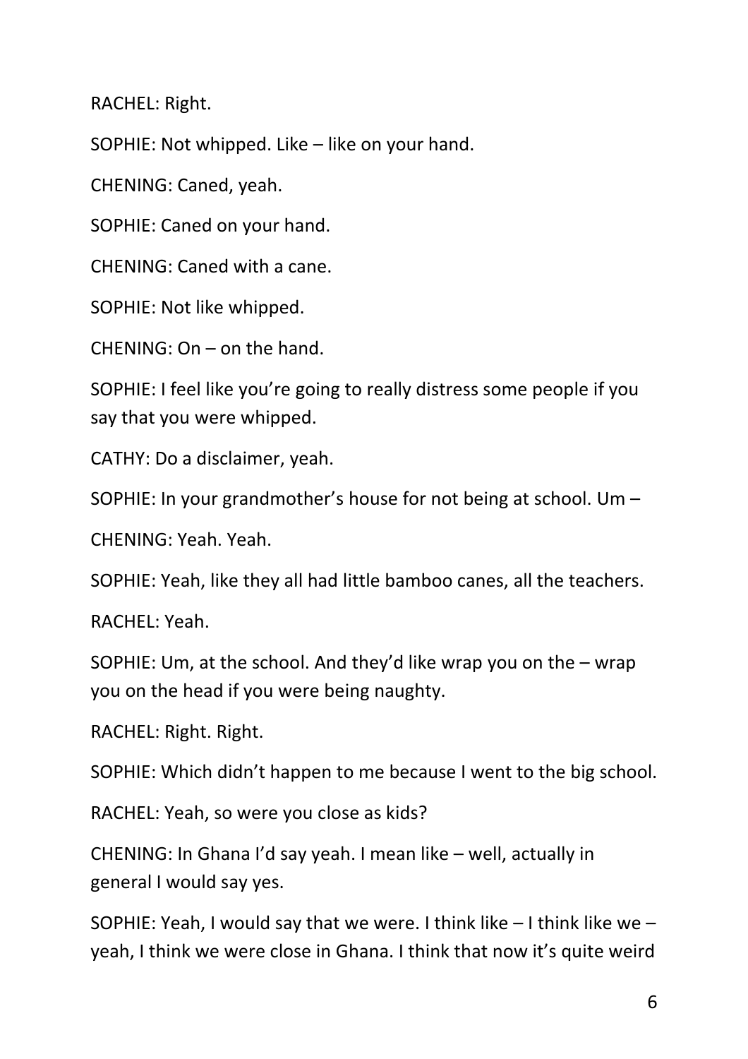RACHEL: Right.

SOPHIE: Not whipped. Like – like on your hand.

CHENING: Caned, yeah.

SOPHIE: Caned on your hand.

CHENING: Caned with a cane.

SOPHIE: Not like whipped.

CHENING: On – on the hand.

SOPHIE: I feel like you're going to really distress some people if you say that you were whipped.

CATHY: Do a disclaimer, yeah.

SOPHIE: In your grandmother's house for not being at school. Um –

CHENING: Yeah. Yeah.

SOPHIE: Yeah, like they all had little bamboo canes, all the teachers.

RACHEL: Yeah.

SOPHIE: Um, at the school. And they'd like wrap you on the – wrap you on the head if you were being naughty.

RACHEL: Right. Right.

SOPHIE: Which didn't happen to me because I went to the big school.

RACHEL: Yeah, so were you close as kids?

CHENING: In Ghana I'd say yeah. I mean like – well, actually in general I would say yes.

SOPHIE: Yeah, I would say that we were. I think like – I think like we – yeah, I think we were close in Ghana. I think that now it's quite weird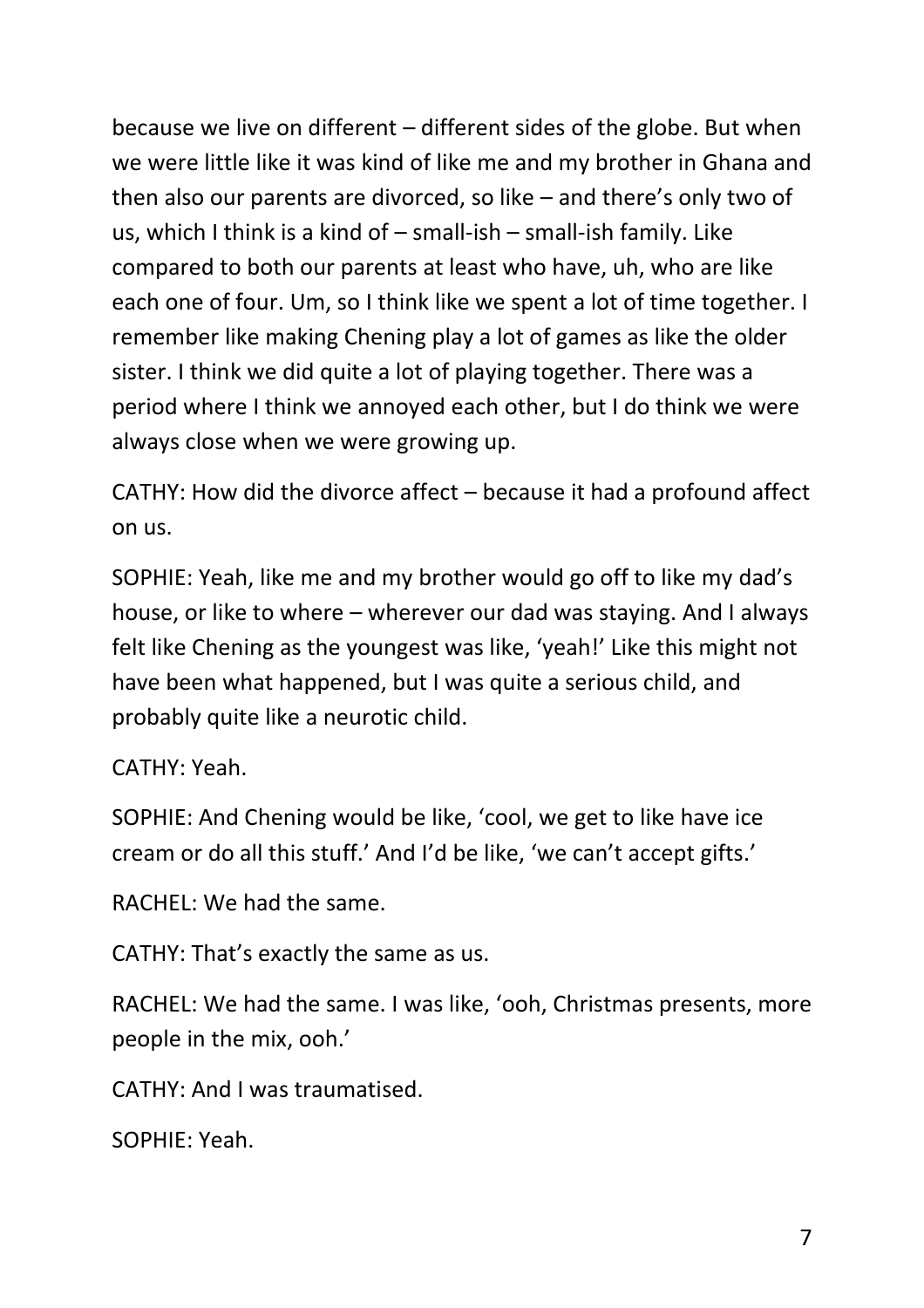because we live on different – different sides of the globe. But when we were little like it was kind of like me and my brother in Ghana and then also our parents are divorced, so like – and there's only two of us, which I think is a kind of – small-ish – small-ish family. Like compared to both our parents at least who have, uh, who are like each one of four. Um, so I think like we spent a lot of time together. I remember like making Chening play a lot of games as like the older sister. I think we did quite a lot of playing together. There was a period where I think we annoyed each other, but I do think we were always close when we were growing up.

CATHY: How did the divorce affect – because it had a profound affect on us.

SOPHIE: Yeah, like me and my brother would go off to like my dad's house, or like to where – wherever our dad was staying. And I always felt like Chening as the youngest was like, 'yeah!' Like this might not have been what happened, but I was quite a serious child, and probably quite like a neurotic child.

CATHY: Yeah.

SOPHIE: And Chening would be like, 'cool, we get to like have ice cream or do all this stuff.' And I'd be like, 'we can't accept gifts.'

RACHEL: We had the same.

CATHY: That's exactly the same as us.

RACHEL: We had the same. I was like, 'ooh, Christmas presents, more people in the mix, ooh.'

CATHY: And I was traumatised.

SOPHIE: Yeah.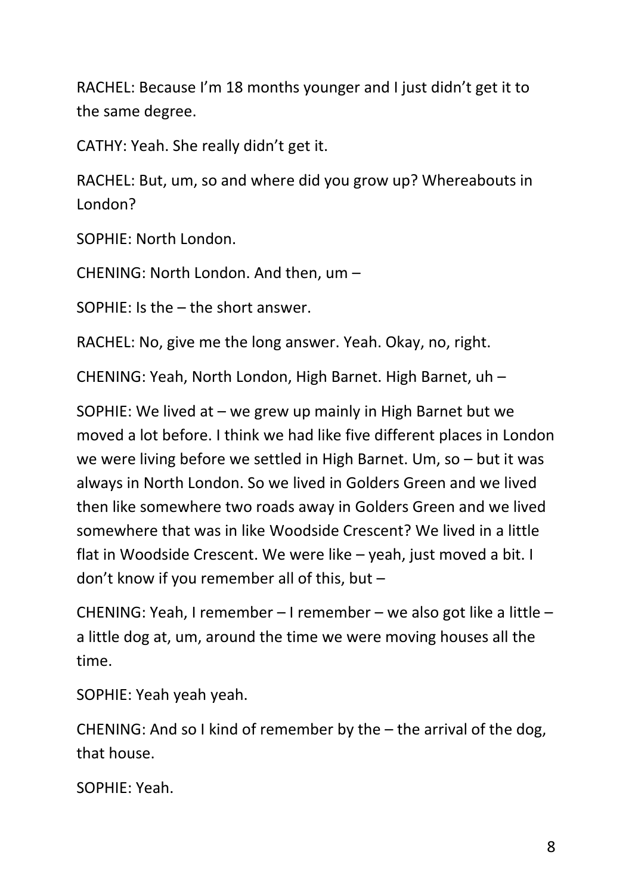RACHEL: Because I'm 18 months younger and I just didn't get it to the same degree.

CATHY: Yeah. She really didn't get it.

RACHEL: But, um, so and where did you grow up? Whereabouts in London?

SOPHIE: North London.

CHENING: North London. And then, um –

SOPHIE: Is the – the short answer.

RACHEL: No, give me the long answer. Yeah. Okay, no, right.

CHENING: Yeah, North London, High Barnet. High Barnet, uh –

SOPHIE: We lived at – we grew up mainly in High Barnet but we moved a lot before. I think we had like five different places in London we were living before we settled in High Barnet. Um, so – but it was always in North London. So we lived in Golders Green and we lived then like somewhere two roads away in Golders Green and we lived somewhere that was in like Woodside Crescent? We lived in a little flat in Woodside Crescent. We were like – yeah, just moved a bit. I don't know if you remember all of this, but –

CHENING: Yeah, I remember – I remember – we also got like a little – a little dog at, um, around the time we were moving houses all the time.

SOPHIE: Yeah yeah yeah.

CHENING: And so I kind of remember by the – the arrival of the dog, that house.

SOPHIE: Yeah.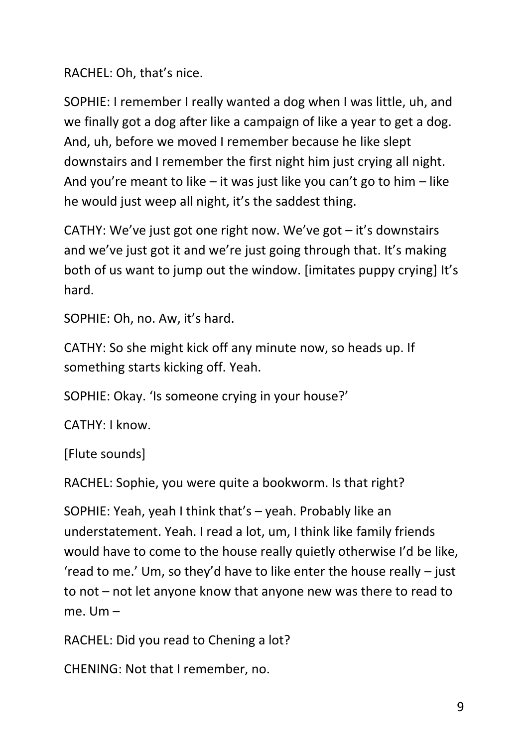RACHEL: Oh, that's nice.

SOPHIE: I remember I really wanted a dog when I was little, uh, and we finally got a dog after like a campaign of like a year to get a dog. And, uh, before we moved I remember because he like slept downstairs and I remember the first night him just crying all night. And you're meant to like – it was just like you can't go to him – like he would just weep all night, it's the saddest thing.

CATHY: We've just got one right now. We've got – it's downstairs and we've just got it and we're just going through that. It's making both of us want to jump out the window. [imitates puppy crying] It's hard.

SOPHIE: Oh, no. Aw, it's hard.

CATHY: So she might kick off any minute now, so heads up. If something starts kicking off. Yeah.

SOPHIE: Okay. 'Is someone crying in your house?'

CATHY: I know.

[Flute sounds]

RACHEL: Sophie, you were quite a bookworm. Is that right?

SOPHIE: Yeah, yeah I think that's – yeah. Probably like an understatement. Yeah. I read a lot, um, I think like family friends would have to come to the house really quietly otherwise I'd be like, 'read to me.' Um, so they'd have to like enter the house really – just to not – not let anyone know that anyone new was there to read to me. Um –

RACHEL: Did you read to Chening a lot?

CHENING: Not that I remember, no.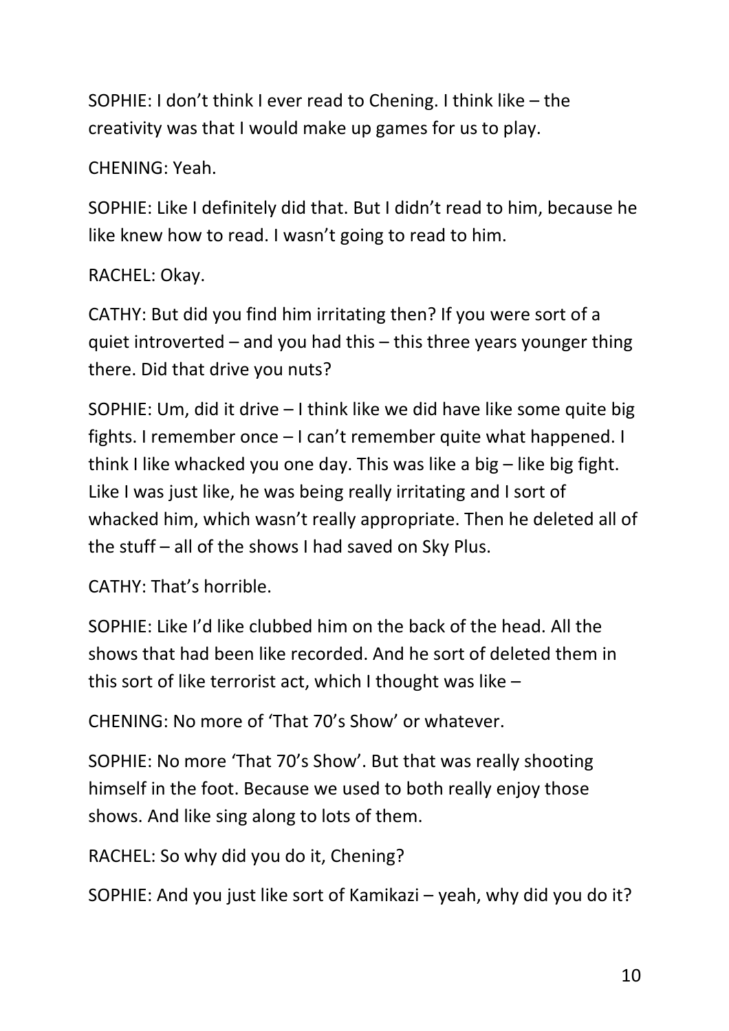SOPHIE: I don't think I ever read to Chening. I think like – the creativity was that I would make up games for us to play.

CHENING: Yeah.

SOPHIE: Like I definitely did that. But I didn't read to him, because he like knew how to read. I wasn't going to read to him.

RACHEL: Okay.

CATHY: But did you find him irritating then? If you were sort of a quiet introverted – and you had this – this three years younger thing there. Did that drive you nuts?

SOPHIE: Um, did it drive – I think like we did have like some quite big fights. I remember once – I can't remember quite what happened. I think I like whacked you one day. This was like a big – like big fight. Like I was just like, he was being really irritating and I sort of whacked him, which wasn't really appropriate. Then he deleted all of the stuff – all of the shows I had saved on Sky Plus.

CATHY: That's horrible.

SOPHIE: Like I'd like clubbed him on the back of the head. All the shows that had been like recorded. And he sort of deleted them in this sort of like terrorist act, which I thought was like –

CHENING: No more of 'That 70's Show' or whatever.

SOPHIE: No more 'That 70's Show'. But that was really shooting himself in the foot. Because we used to both really enjoy those shows. And like sing along to lots of them.

RACHEL: So why did you do it, Chening?

SOPHIE: And you just like sort of Kamikazi – yeah, why did you do it?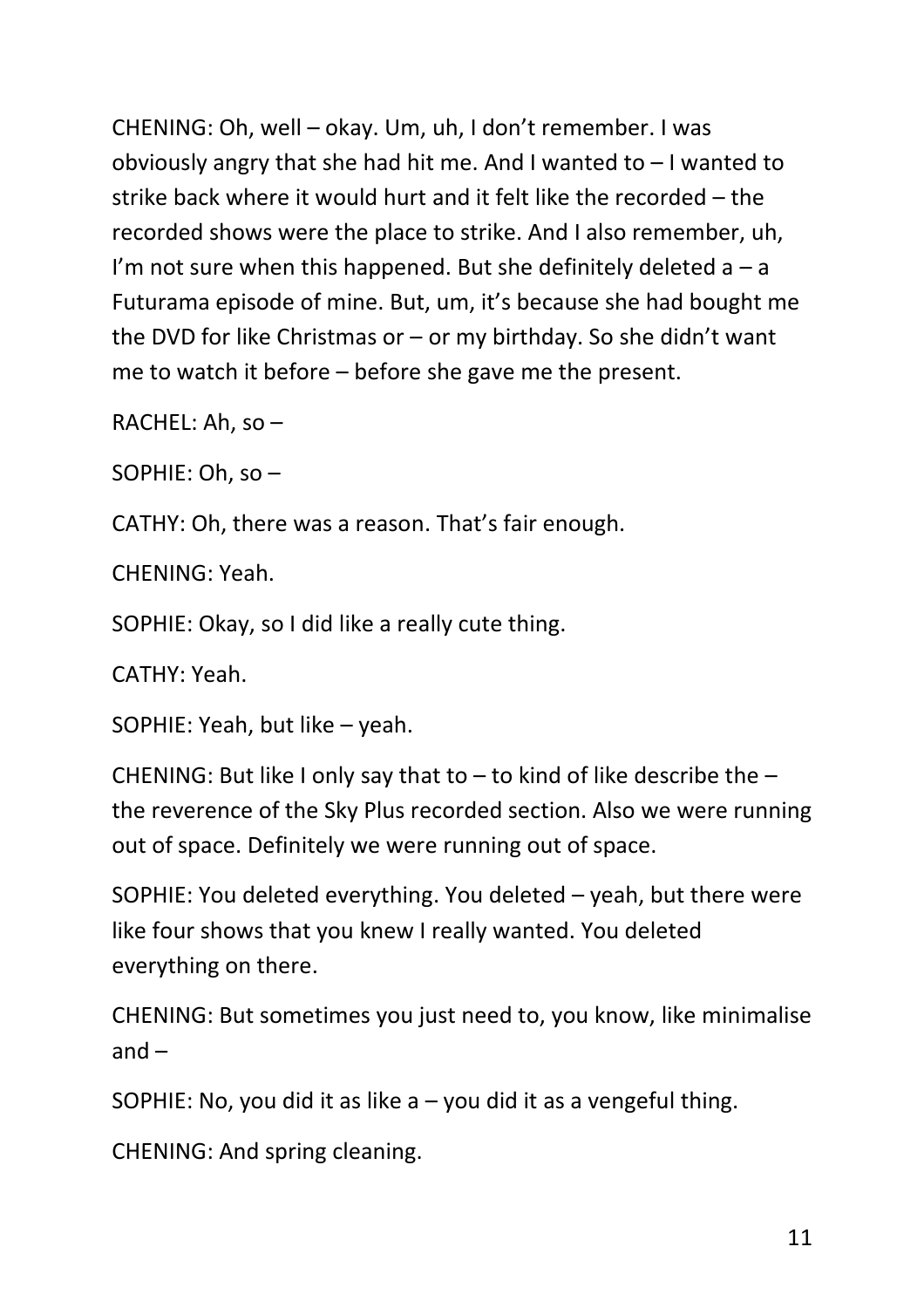CHENING: Oh, well – okay. Um, uh, I don't remember. I was obviously angry that she had hit me. And I wanted to – I wanted to strike back where it would hurt and it felt like the recorded – the recorded shows were the place to strike. And I also remember, uh, I'm not sure when this happened. But she definitely deleted a – a Futurama episode of mine. But, um, it's because she had bought me the DVD for like Christmas or – or my birthday. So she didn't want me to watch it before – before she gave me the present.

RACHEL: Ah, so –

SOPHIE: Oh, so –

CATHY: Oh, there was a reason. That's fair enough.

CHENING: Yeah.

SOPHIE: Okay, so I did like a really cute thing.

CATHY: Yeah.

SOPHIE: Yeah, but like – yeah.

CHENING: But like I only say that to – to kind of like describe the – the reverence of the Sky Plus recorded section. Also we were running out of space. Definitely we were running out of space.

SOPHIE: You deleted everything. You deleted – yeah, but there were like four shows that you knew I really wanted. You deleted everything on there.

CHENING: But sometimes you just need to, you know, like minimalise and –

SOPHIE: No, you did it as like a – you did it as a vengeful thing.

CHENING: And spring cleaning.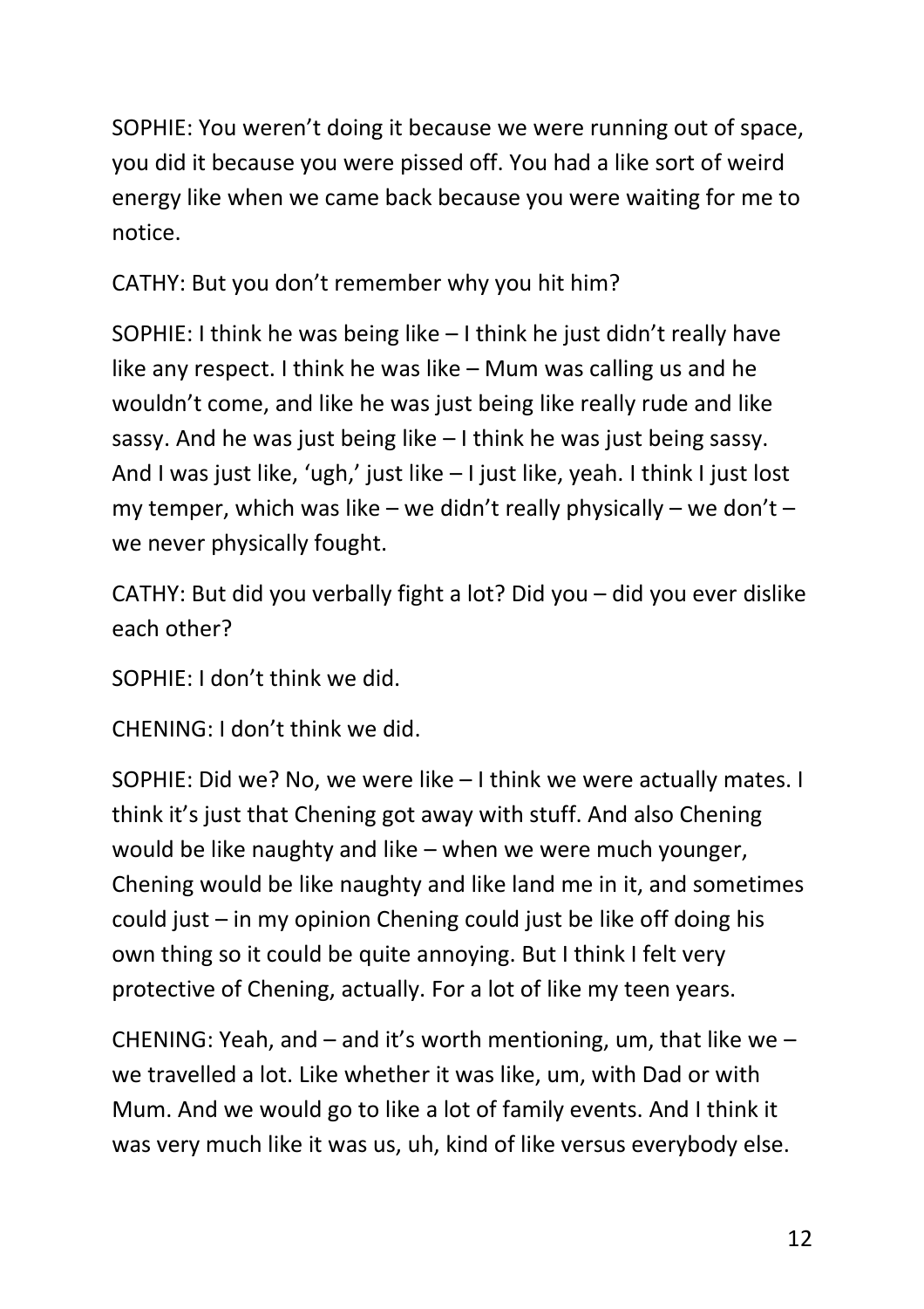SOPHIE: You weren't doing it because we were running out of space, you did it because you were pissed off. You had a like sort of weird energy like when we came back because you were waiting for me to notice.

CATHY: But you don't remember why you hit him?

SOPHIE: I think he was being like – I think he just didn't really have like any respect. I think he was like – Mum was calling us and he wouldn't come, and like he was just being like really rude and like sassy. And he was just being like – I think he was just being sassy. And I was just like, 'ugh,' just like – I just like, yeah. I think I just lost my temper, which was like – we didn't really physically – we don't – we never physically fought.

CATHY: But did you verbally fight a lot? Did you – did you ever dislike each other?

SOPHIE: I don't think we did.

CHENING: I don't think we did.

SOPHIE: Did we? No, we were like – I think we were actually mates. I think it's just that Chening got away with stuff. And also Chening would be like naughty and like – when we were much younger, Chening would be like naughty and like land me in it, and sometimes could just – in my opinion Chening could just be like off doing his own thing so it could be quite annoying. But I think I felt very protective of Chening, actually. For a lot of like my teen years.

CHENING: Yeah, and – and it's worth mentioning, um, that like we – we travelled a lot. Like whether it was like, um, with Dad or with Mum. And we would go to like a lot of family events. And I think it was very much like it was us, uh, kind of like versus everybody else.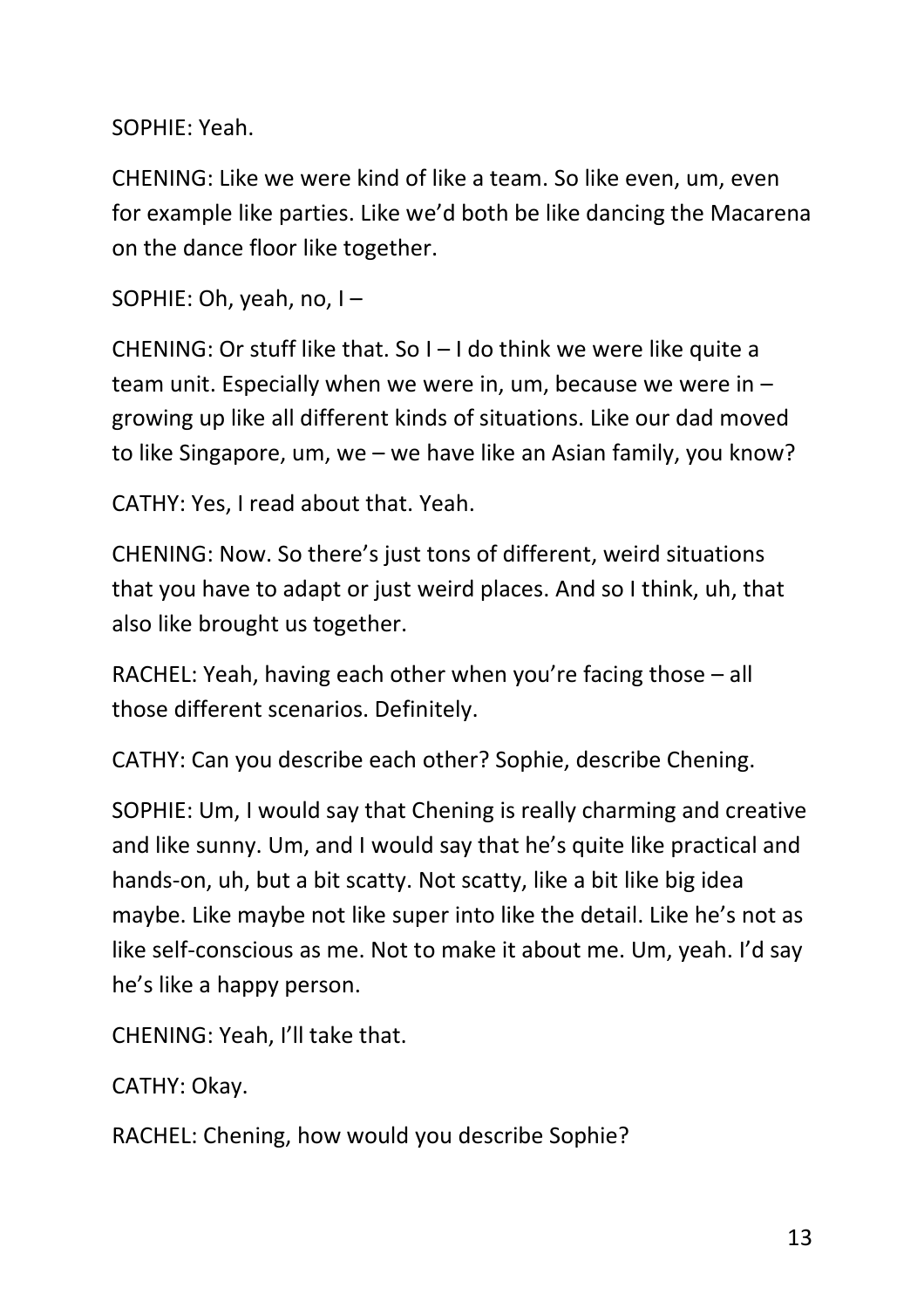SOPHIE: Yeah.

CHENING: Like we were kind of like a team. So like even, um, even for example like parties. Like we'd both be like dancing the Macarena on the dance floor like together.

SOPHIE: Oh, yeah, no, I –

CHENING: Or stuff like that. So I – I do think we were like quite a team unit. Especially when we were in, um, because we were in – growing up like all different kinds of situations. Like our dad moved to like Singapore, um, we – we have like an Asian family, you know?

CATHY: Yes, I read about that. Yeah.

CHENING: Now. So there's just tons of different, weird situations that you have to adapt or just weird places. And so I think, uh, that also like brought us together.

RACHEL: Yeah, having each other when you're facing those – all those different scenarios. Definitely.

CATHY: Can you describe each other? Sophie, describe Chening.

SOPHIE: Um, I would say that Chening is really charming and creative and like sunny. Um, and I would say that he's quite like practical and hands-on, uh, but a bit scatty. Not scatty, like a bit like big idea maybe. Like maybe not like super into like the detail. Like he's not as like self-conscious as me. Not to make it about me. Um, yeah. I'd say he's like a happy person.

CHENING: Yeah, I'll take that.

CATHY: Okay.

RACHEL: Chening, how would you describe Sophie?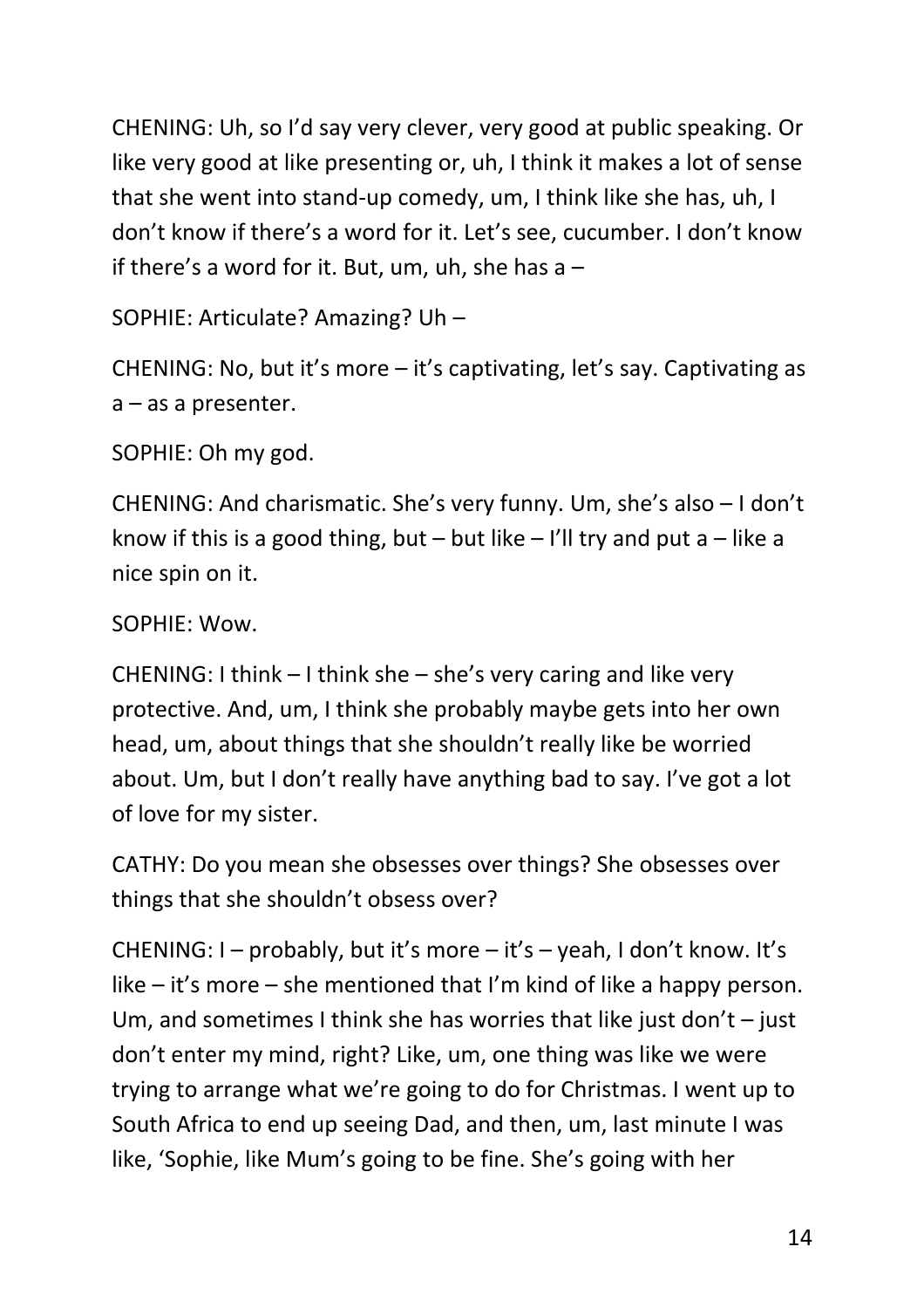CHENING: Uh, so I'd say very clever, very good at public speaking. Or like very good at like presenting or, uh, I think it makes a lot of sense that she went into stand-up comedy, um, I think like she has, uh, I don't know if there's a word for it. Let's see, cucumber. I don't know if there's a word for it. But, um, uh, she has a –

SOPHIE: Articulate? Amazing? Uh –

CHENING: No, but it's more – it's captivating, let's say. Captivating as a – as a presenter.

SOPHIE: Oh my god.

CHENING: And charismatic. She's very funny. Um, she's also – I don't know if this is a good thing, but – but like – I'll try and put a – like a nice spin on it.

SOPHIE: Wow.

CHENING: I think – I think she – she's very caring and like very protective. And, um, I think she probably maybe gets into her own head, um, about things that she shouldn't really like be worried about. Um, but I don't really have anything bad to say. I've got a lot of love for my sister.

CATHY: Do you mean she obsesses over things? She obsesses over things that she shouldn't obsess over?

CHENING: I – probably, but it's more – it's – yeah, I don't know. It's like – it's more – she mentioned that I'm kind of like a happy person. Um, and sometimes I think she has worries that like just don't – just don't enter my mind, right? Like, um, one thing was like we were trying to arrange what we're going to do for Christmas. I went up to South Africa to end up seeing Dad, and then, um, last minute I was like, 'Sophie, like Mum's going to be fine. She's going with her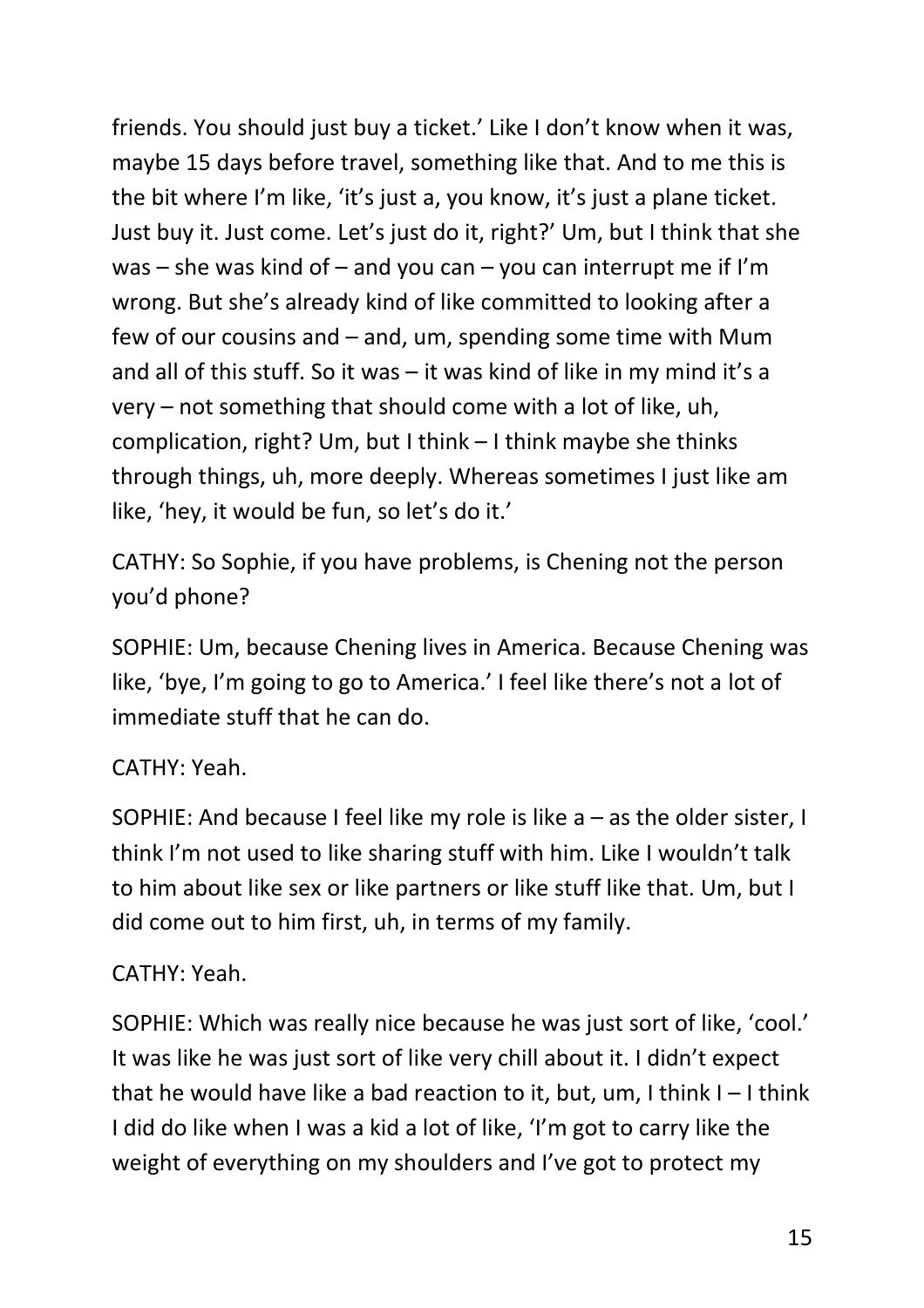friends. You should just buy a ticket.' Like I don't know when it was, maybe 15 days before travel, something like that. And to me this is the bit where I'm like, 'it's just a, you know, it's just a plane ticket. Just buy it. Just come. Let's just do it, right?' Um, but I think that she was – she was kind of – and you can – you can interrupt me if I'm wrong. But she's already kind of like committed to looking after a few of our cousins and – and, um, spending some time with Mum and all of this stuff. So it was – it was kind of like in my mind it's a very – not something that should come with a lot of like, uh, complication, right? Um, but I think – I think maybe she thinks through things, uh, more deeply. Whereas sometimes I just like am like, 'hey, it would be fun, so let's do it.'

CATHY: So Sophie, if you have problems, is Chening not the person you'd phone?

SOPHIE: Um, because Chening lives in America. Because Chening was like, 'bye, I'm going to go to America.' I feel like there's not a lot of immediate stuff that he can do.

CATHY: Yeah.

SOPHIE: And because I feel like my role is like a – as the older sister, I think I'm not used to like sharing stuff with him. Like I wouldn't talk to him about like sex or like partners or like stuff like that. Um, but I did come out to him first, uh, in terms of my family.

CATHY: Yeah.

SOPHIE: Which was really nice because he was just sort of like, 'cool.' It was like he was just sort of like very chill about it. I didn't expect that he would have like a bad reaction to it, but, um, I think I – I think I did do like when I was a kid a lot of like, 'I'm got to carry like the weight of everything on my shoulders and I've got to protect my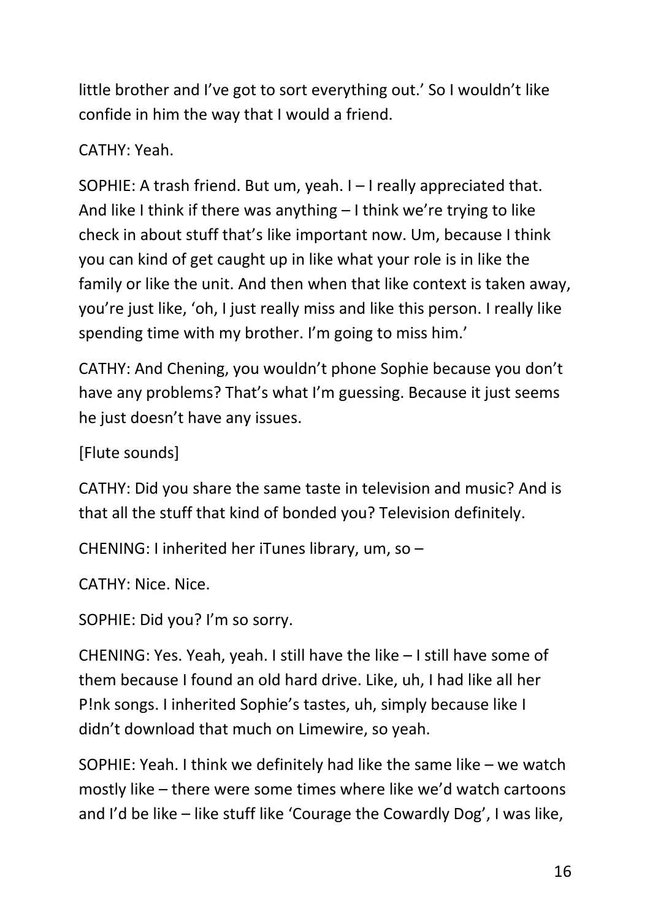little brother and I've got to sort everything out.' So I wouldn't like confide in him the way that I would a friend.

CATHY: Yeah.

SOPHIE: A trash friend. But um, yeah. I – I really appreciated that. And like I think if there was anything – I think we're trying to like check in about stuff that's like important now. Um, because I think you can kind of get caught up in like what your role is in like the family or like the unit. And then when that like context is taken away, you're just like, 'oh, I just really miss and like this person. I really like spending time with my brother. I'm going to miss him.'

CATHY: And Chening, you wouldn't phone Sophie because you don't have any problems? That's what I'm guessing. Because it just seems he just doesn't have any issues.

[Flute sounds]

CATHY: Did you share the same taste in television and music? And is that all the stuff that kind of bonded you? Television definitely.

CHENING: I inherited her iTunes library, um, so –

CATHY: Nice. Nice.

SOPHIE: Did you? I'm so sorry.

CHENING: Yes. Yeah, yeah. I still have the like – I still have some of them because I found an old hard drive. Like, uh, I had like all her P!nk songs. I inherited Sophie's tastes, uh, simply because like I didn't download that much on Limewire, so yeah.

SOPHIE: Yeah. I think we definitely had like the same like – we watch mostly like – there were some times where like we'd watch cartoons and I'd be like – like stuff like 'Courage the Cowardly Dog', I was like,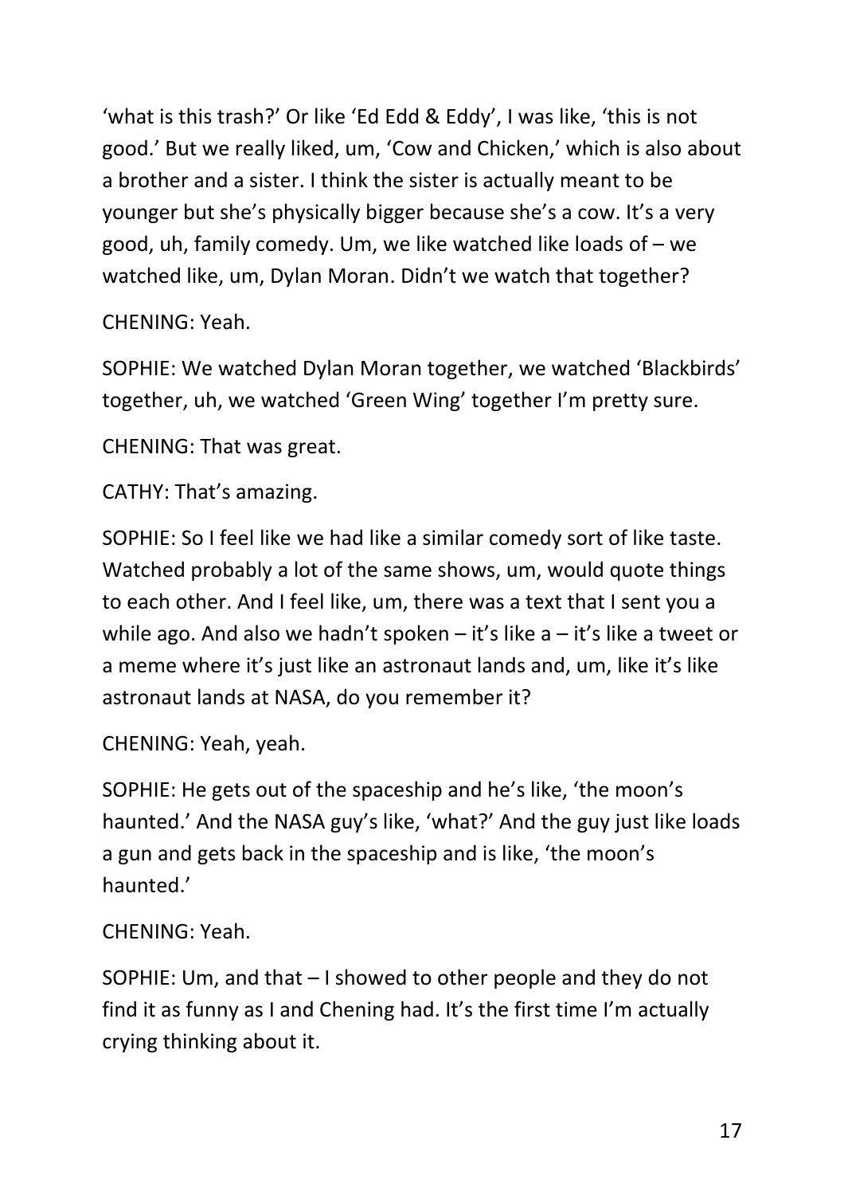'what is this trash?' Or like 'Ed Edd & Eddy', I was like, 'this is not good.' But we really liked, um, 'Cow and Chicken,' which is also about a brother and a sister. I think the sister is actually meant to be younger but she's physically bigger because she's a cow. It's a very good, uh, family comedy. Um, we like watched like loads of – we watched like, um, Dylan Moran. Didn't we watch that together?

CHENING: Yeah.

SOPHIE: We watched Dylan Moran together, we watched 'Blackbirds' together, uh, we watched 'Green Wing' together I'm pretty sure.

CHENING: That was great.

CATHY: That's amazing.

SOPHIE: So I feel like we had like a similar comedy sort of like taste. Watched probably a lot of the same shows, um, would quote things to each other. And I feel like, um, there was a text that I sent you a while ago. And also we hadn't spoken – it's like a – it's like a tweet or a meme where it's just like an astronaut lands and, um, like it's like astronaut lands at NASA, do you remember it?

CHENING: Yeah, yeah.

SOPHIE: He gets out of the spaceship and he's like, 'the moon's haunted.' And the NASA guy's like, 'what?' And the guy just like loads a gun and gets back in the spaceship and is like, 'the moon's haunted.'

CHENING: Yeah.

SOPHIE: Um, and that – I showed to other people and they do not find it as funny as I and Chening had. It's the first time I'm actually crying thinking about it.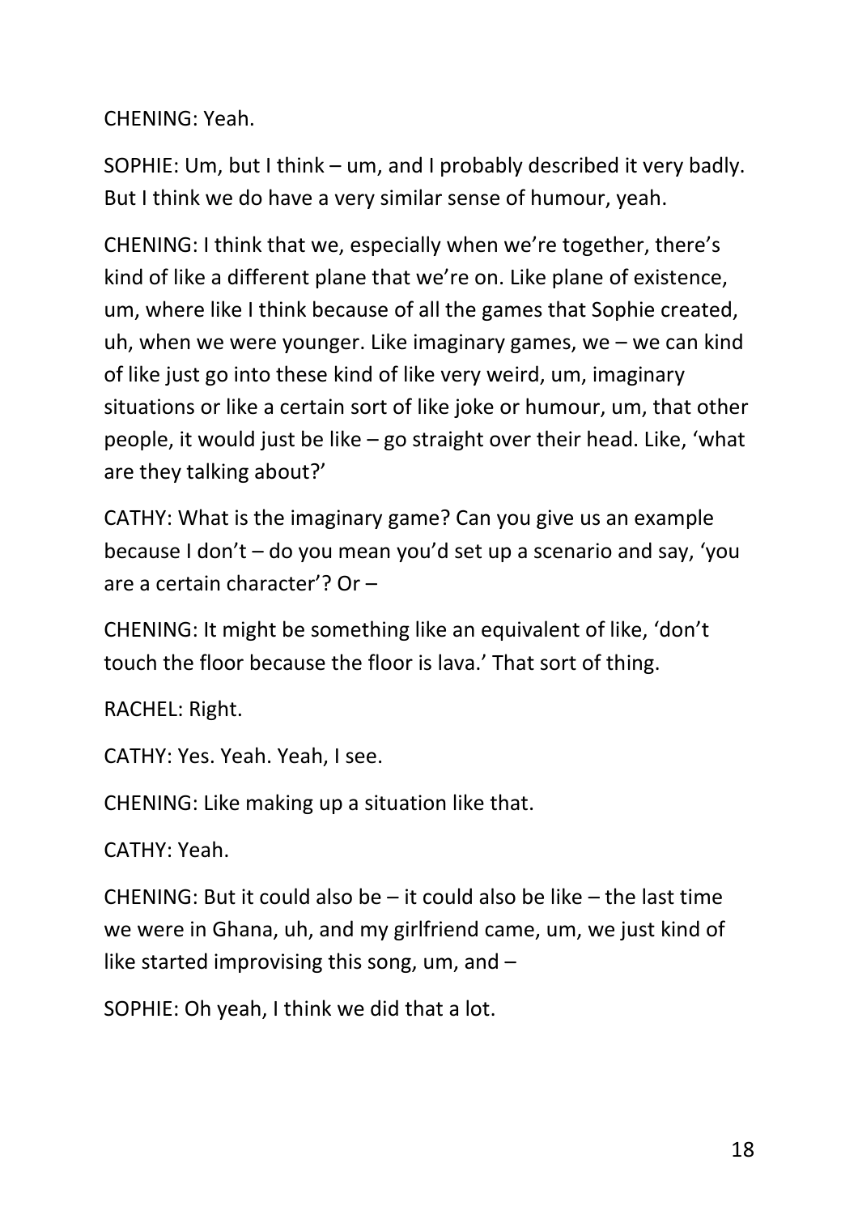CHENING: Yeah.

SOPHIE: Um, but I think – um, and I probably described it very badly. But I think we do have a very similar sense of humour, yeah.

CHENING: I think that we, especially when we're together, there's kind of like a different plane that we're on. Like plane of existence, um, where like I think because of all the games that Sophie created, uh, when we were younger. Like imaginary games, we – we can kind of like just go into these kind of like very weird, um, imaginary situations or like a certain sort of like joke or humour, um, that other people, it would just be like – go straight over their head. Like, 'what are they talking about?'

CATHY: What is the imaginary game? Can you give us an example because I don't – do you mean you'd set up a scenario and say, 'you are a certain character'? Or –

CHENING: It might be something like an equivalent of like, 'don't touch the floor because the floor is lava.' That sort of thing.

RACHEL: Right.

CATHY: Yes. Yeah. Yeah, I see.

CHENING: Like making up a situation like that.

CATHY: Yeah.

CHENING: But it could also be – it could also be like – the last time we were in Ghana, uh, and my girlfriend came, um, we just kind of like started improvising this song, um, and –

SOPHIE: Oh yeah, I think we did that a lot.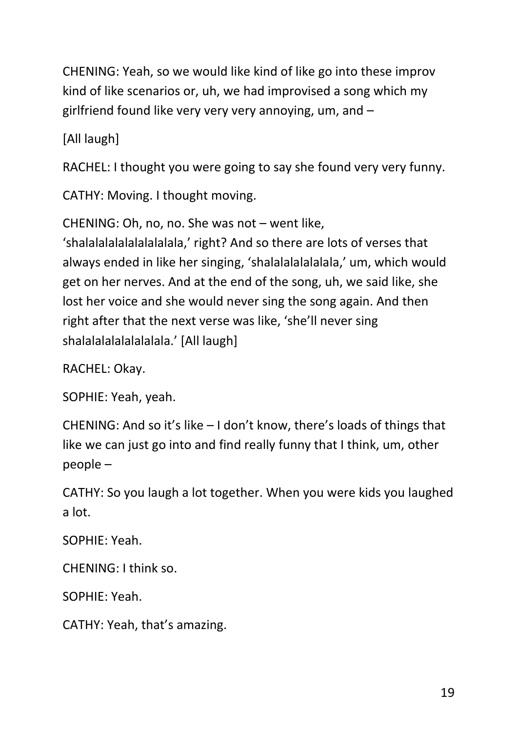CHENING: Yeah, so we would like kind of like go into these improv kind of like scenarios or, uh, we had improvised a song which my girlfriend found like very very very annoying, um, and –

[All laugh]

RACHEL: I thought you were going to say she found very very funny.

CATHY: Moving. I thought moving.

CHENING: Oh, no, no. She was not – went like, 'shalalalalalalalalalala,' right? And so there are lots of verses that always ended in like her singing, 'shalalalalalalala,' um, which would get on her nerves. And at the end of the song, uh, we said like, she lost her voice and she would never sing the song again. And then right after that the next verse was like, 'she'll never sing shalalalalalalalalala.' [All laugh]

RACHEL: Okay.

SOPHIE: Yeah, yeah.

CHENING: And so it's like – I don't know, there's loads of things that like we can just go into and find really funny that I think, um, other people –

CATHY: So you laugh a lot together. When you were kids you laughed a lot.

SOPHIE: Yeah.

CHENING: I think so.

SOPHIE: Yeah.

CATHY: Yeah, that's amazing.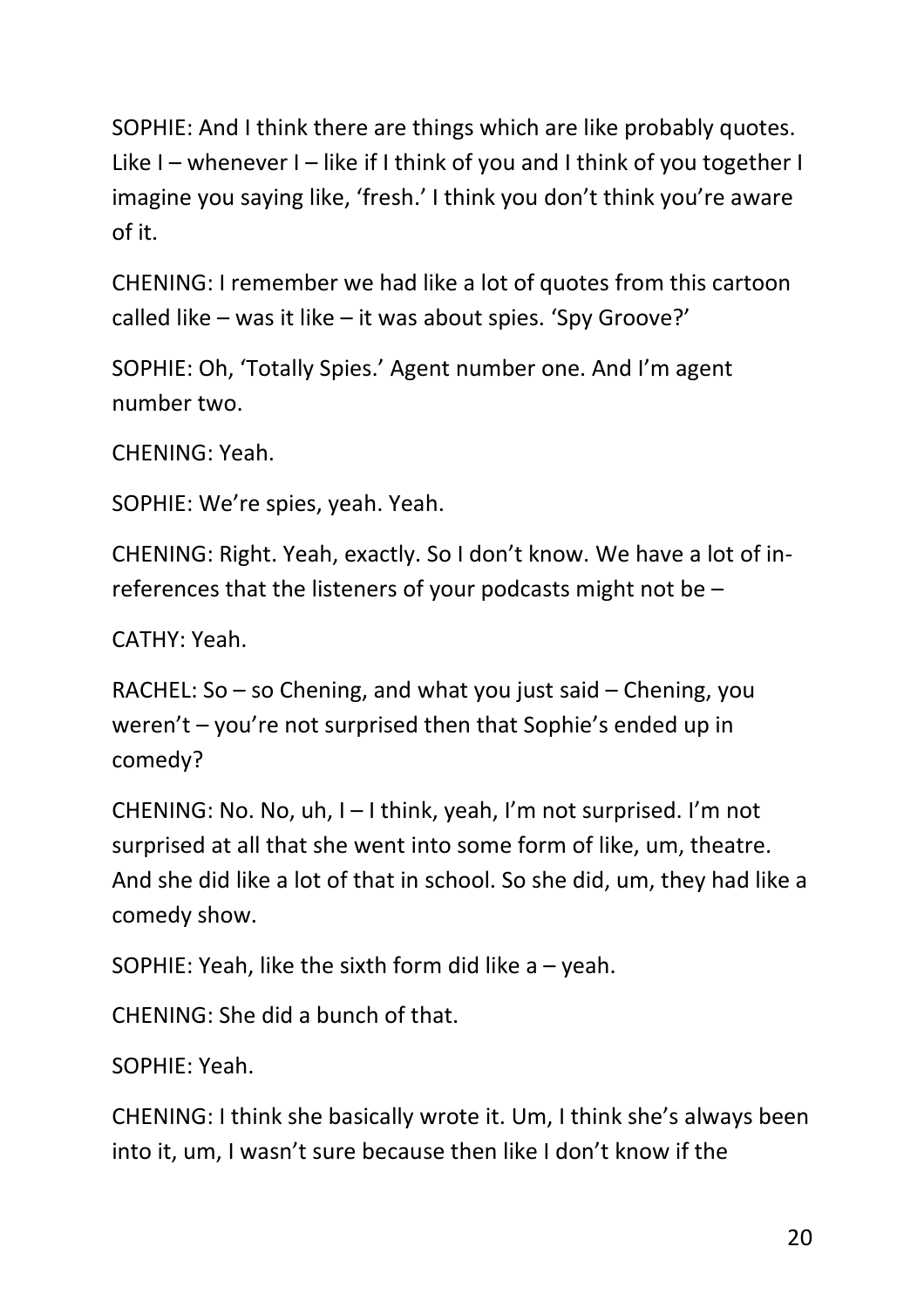SOPHIE: And I think there are things which are like probably quotes. Like I – whenever I – like if I think of you and I think of you together I imagine you saying like, 'fresh.' I think you don't think you're aware of it.

CHENING: I remember we had like a lot of quotes from this cartoon called like – was it like – it was about spies. 'Spy Groove?'

SOPHIE: Oh, 'Totally Spies.' Agent number one. And I'm agent number two.

CHENING: Yeah.

SOPHIE: We're spies, yeah. Yeah.

CHENING: Right. Yeah, exactly. So I don't know. We have a lot of in-references that the listeners of your podcasts might not be –

CATHY: Yeah.

RACHEL: So – so Chening, and what you just said – Chening, you weren't – you're not surprised then that Sophie's ended up in comedy?

CHENING: No. No, uh, I – I think, yeah, I'm not surprised. I'm not surprised at all that she went into some form of like, um, theatre. And she did like a lot of that in school. So she did, um, they had like a comedy show.

SOPHIE: Yeah, like the sixth form did like a – yeah.

CHENING: She did a bunch of that.

SOPHIE: Yeah.

CHENING: I think she basically wrote it. Um, I think she's always been into it, um, I wasn't sure because then like I don't know if the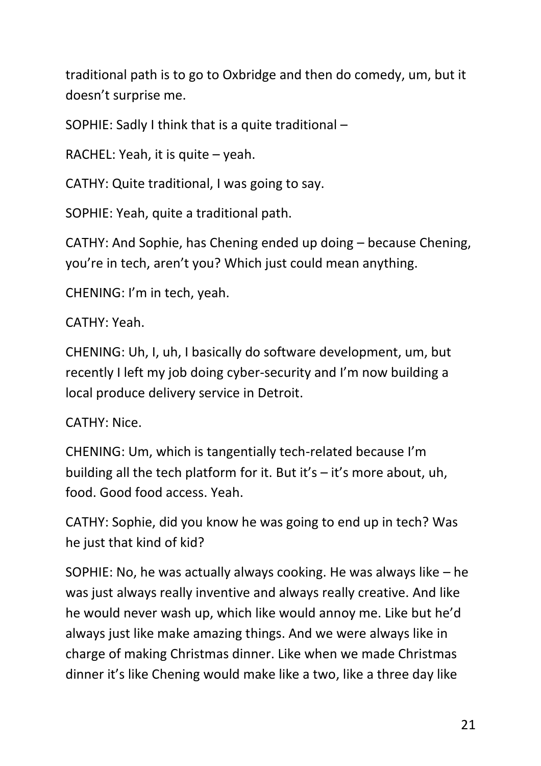traditional path is to go to Oxbridge and then do comedy, um, but it doesn't surprise me.

SOPHIE: Sadly I think that is a quite traditional –

RACHEL: Yeah, it is quite – yeah.

CATHY: Quite traditional, I was going to say.

SOPHIE: Yeah, quite a traditional path.

CATHY: And Sophie, has Chening ended up doing – because Chening, you're in tech, aren't you? Which just could mean anything.

CHENING: I'm in tech, yeah.

CATHY: Yeah.

CHENING: Uh, I, uh, I basically do software development, um, but recently I left my job doing cyber-security and I'm now building a local produce delivery service in Detroit.

CATHY: Nice.

CHENING: Um, which is tangentially tech-related because I'm building all the tech platform for it. But it's – it's more about, uh, food. Good food access. Yeah.

CATHY: Sophie, did you know he was going to end up in tech? Was he just that kind of kid?

SOPHIE: No, he was actually always cooking. He was always like – he was just always really inventive and always really creative. And like he would never wash up, which like would annoy me. Like but he'd always just like make amazing things. And we were always like in charge of making Christmas dinner. Like when we made Christmas dinner it's like Chening would make like a two, like a three day like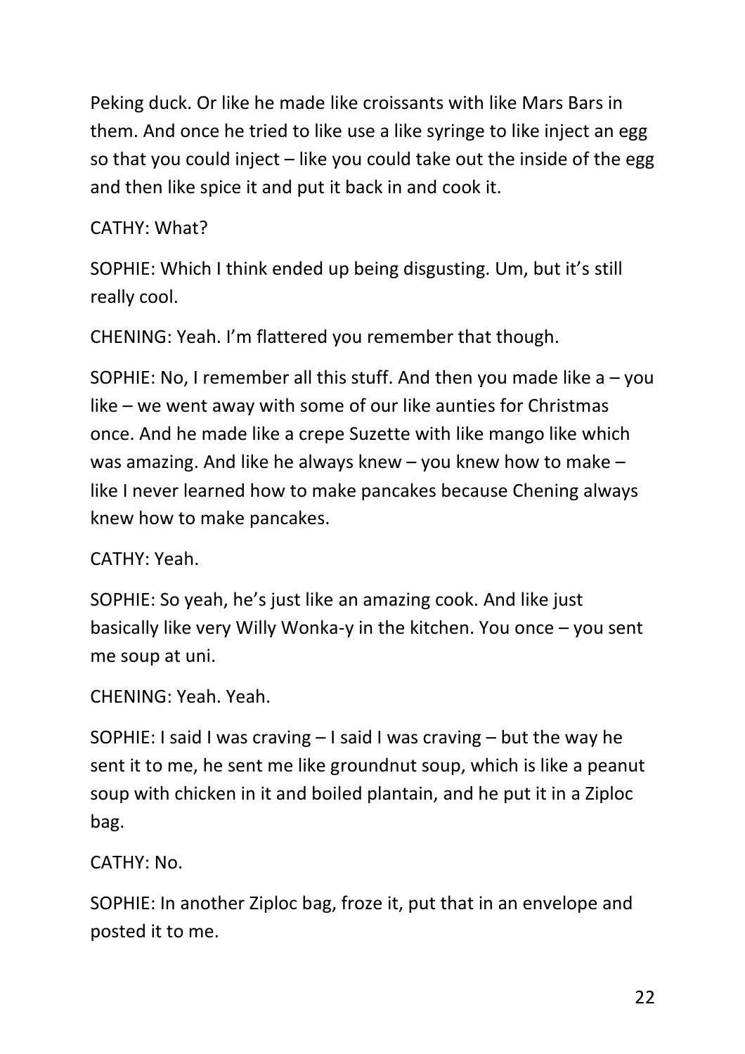Peking duck. Or like he made like croissants with like Mars Bars in them. And once he tried to like use a like syringe to like inject an egg so that you could inject – like you could take out the inside of the egg and then like spice it and put it back in and cook it.

CATHY: What?

SOPHIE: Which I think ended up being disgusting. Um, but it's still really cool.

CHENING: Yeah. I'm flattered you remember that though.

SOPHIE: No, I remember all this stuff. And then you made like a – you like – we went away with some of our like aunties for Christmas once. And he made like a crepe Suzette with like mango like which was amazing. And like he always knew – you knew how to make – like I never learned how to make pancakes because Chening always knew how to make pancakes.

CATHY: Yeah.

SOPHIE: So yeah, he's just like an amazing cook. And like just basically like very Willy Wonka-y in the kitchen. You once – you sent me soup at uni.

CHENING: Yeah. Yeah.

SOPHIE: I said I was craving – I said I was craving – but the way he sent it to me, he sent me like groundnut soup, which is like a peanut soup with chicken in it and boiled plantain, and he put it in a Ziploc bag.

CATHY: No.

SOPHIE: In another Ziploc bag, froze it, put that in an envelope and posted it to me.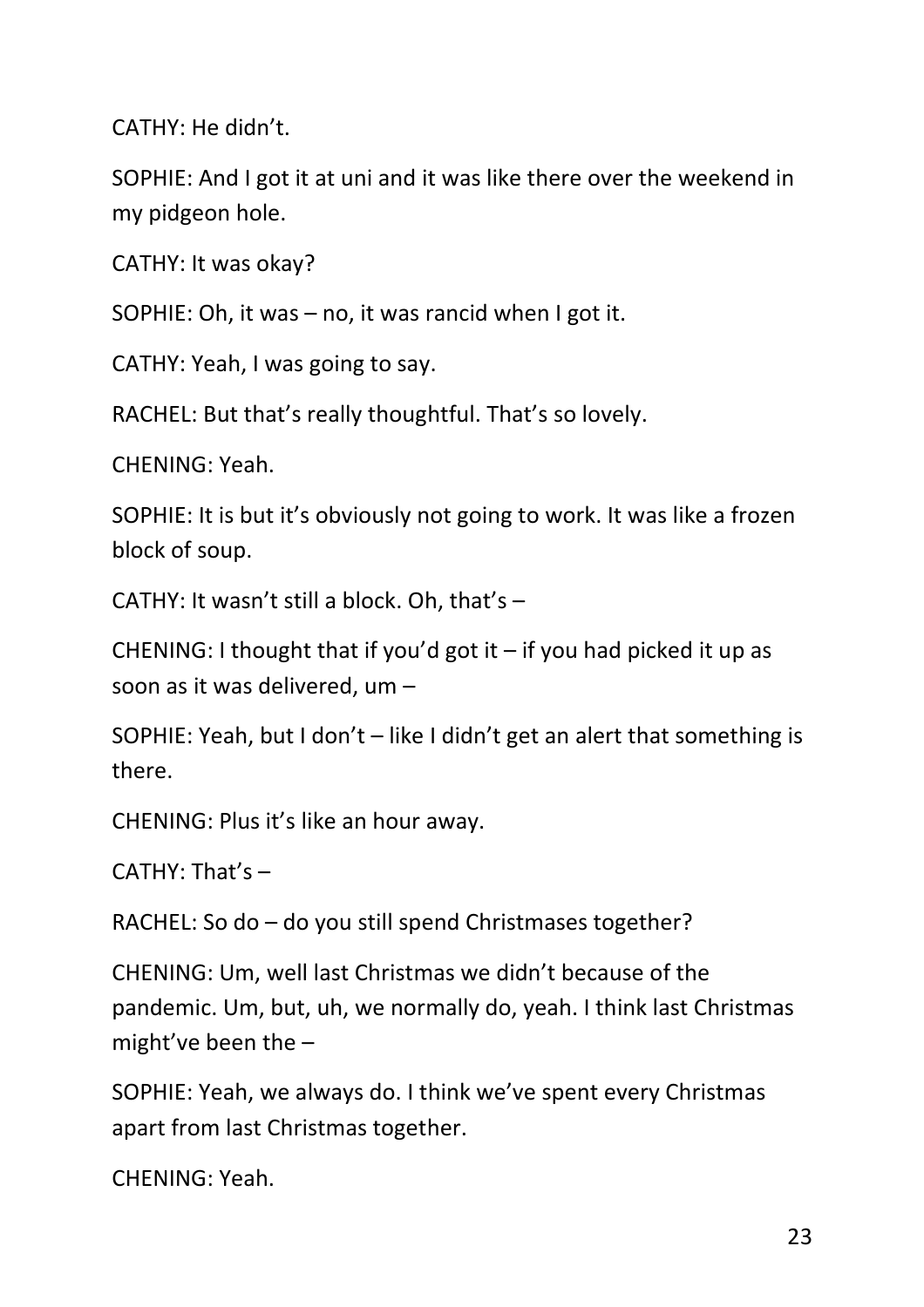CATHY: He didn't.

SOPHIE: And I got it at uni and it was like there over the weekend in my pidgeon hole.

CATHY: It was okay?

SOPHIE: Oh, it was – no, it was rancid when I got it.

CATHY: Yeah, I was going to say.

RACHEL: But that's really thoughtful. That's so lovely.

CHENING: Yeah.

SOPHIE: It is but it's obviously not going to work. It was like a frozen block of soup.

CATHY: It wasn't still a block. Oh, that's –

CHENING: I thought that if you'd got it – if you had picked it up as soon as it was delivered, um –

SOPHIE: Yeah, but I don't – like I didn't get an alert that something is there.

CHENING: Plus it's like an hour away.

CATHY: That's –

RACHEL: So do – do you still spend Christmases together?

CHENING: Um, well last Christmas we didn't because of the pandemic. Um, but, uh, we normally do, yeah. I think last Christmas might've been the –

SOPHIE: Yeah, we always do. I think we've spent every Christmas apart from last Christmas together.

CHENING: Yeah.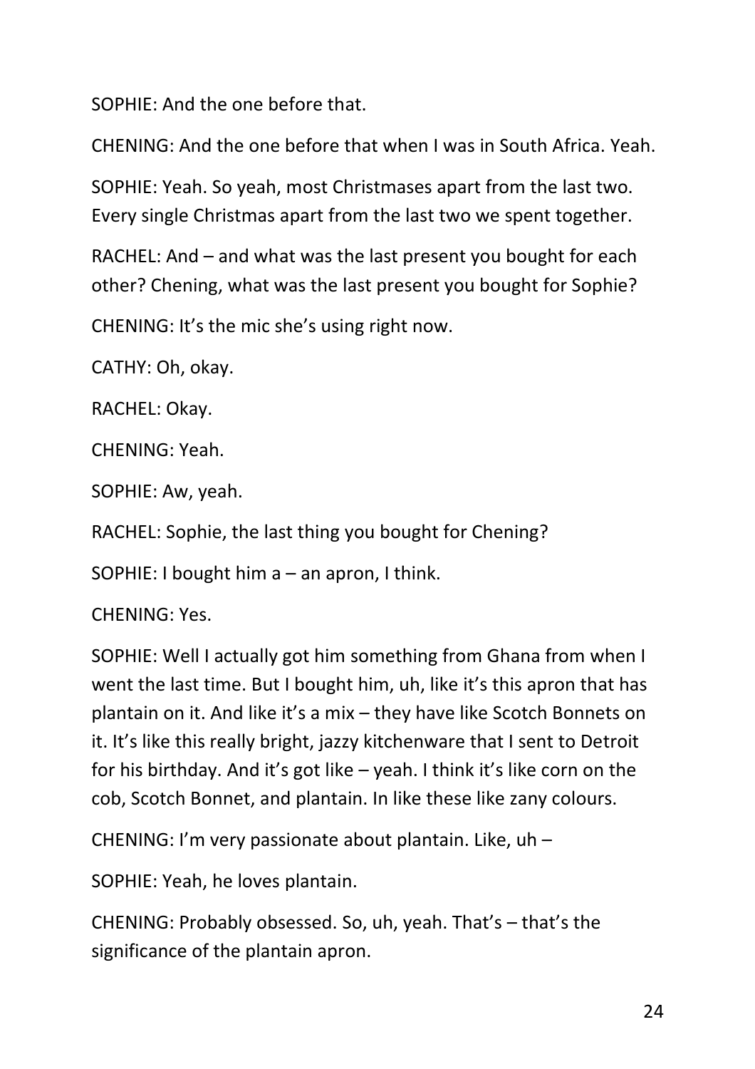SOPHIE: And the one before that.

CHENING: And the one before that when I was in South Africa. Yeah.

SOPHIE: Yeah. So yeah, most Christmases apart from the last two. Every single Christmas apart from the last two we spent together.

RACHEL: And – and what was the last present you bought for each other? Chening, what was the last present you bought for Sophie?

CHENING: It's the mic she's using right now.

CATHY: Oh, okay.

RACHEL: Okay.

CHENING: Yeah.

SOPHIE: Aw, yeah.

RACHEL: Sophie, the last thing you bought for Chening?

SOPHIE: I bought him a – an apron, I think.

CHENING: Yes.

SOPHIE: Well I actually got him something from Ghana from when I went the last time. But I bought him, uh, like it's this apron that has plantain on it. And like it's a mix – they have like Scotch Bonnets on it. It's like this really bright, jazzy kitchenware that I sent to Detroit for his birthday. And it's got like – yeah. I think it's like corn on the cob, Scotch Bonnet, and plantain. In like these like zany colours.

CHENING: I'm very passionate about plantain. Like, uh –

SOPHIE: Yeah, he loves plantain.

CHENING: Probably obsessed. So, uh, yeah. That's – that's the significance of the plantain apron.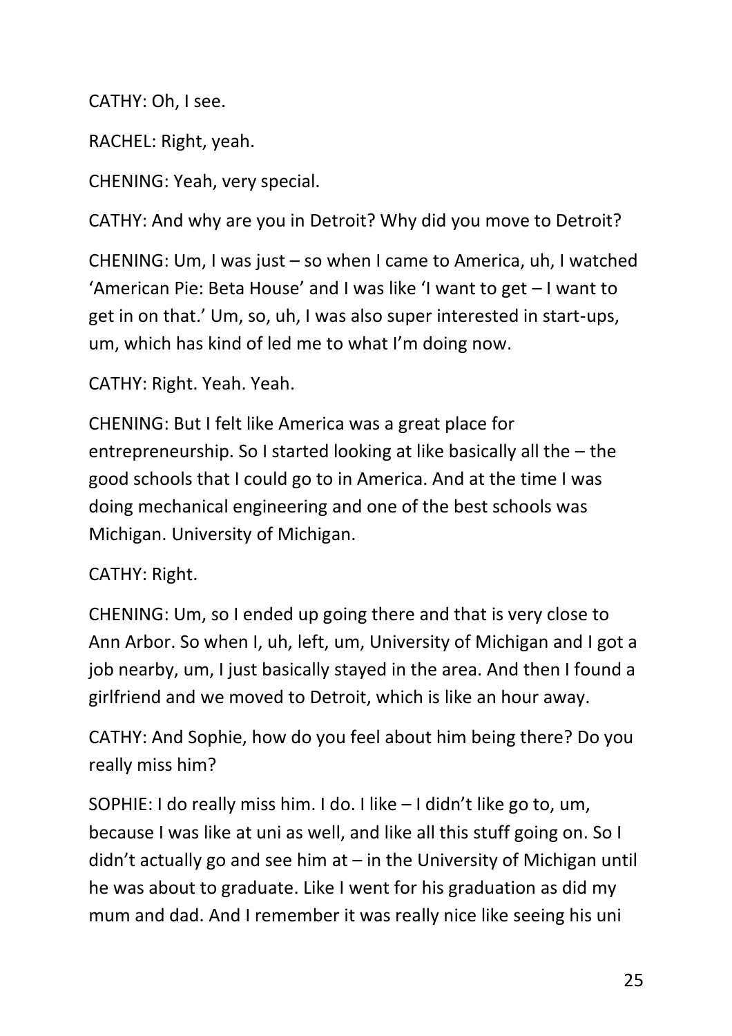CATHY: Oh, I see.

RACHEL: Right, yeah.

CHENING: Yeah, very special.

CATHY: And why are you in Detroit? Why did you move to Detroit?

CHENING: Um, I was just – so when I came to America, uh, I watched 'American Pie: Beta House' and I was like 'I want to get – I want to get in on that.' Um, so, uh, I was also super interested in start-ups, um, which has kind of led me to what I'm doing now.

CATHY: Right. Yeah. Yeah.

CHENING: But I felt like America was a great place for entrepreneurship. So I started looking at like basically all the – the good schools that I could go to in America. And at the time I was doing mechanical engineering and one of the best schools was Michigan. University of Michigan.

CATHY: Right.

CHENING: Um, so I ended up going there and that is very close to Ann Arbor. So when I, uh, left, um, University of Michigan and I got a job nearby, um, I just basically stayed in the area. And then I found a girlfriend and we moved to Detroit, which is like an hour away.

CATHY: And Sophie, how do you feel about him being there? Do you really miss him?

SOPHIE: I do really miss him. I do. I like – I didn't like go to, um, because I was like at uni as well, and like all this stuff going on. So I didn't actually go and see him at – in the University of Michigan until he was about to graduate. Like I went for his graduation as did my mum and dad. And I remember it was really nice like seeing his uni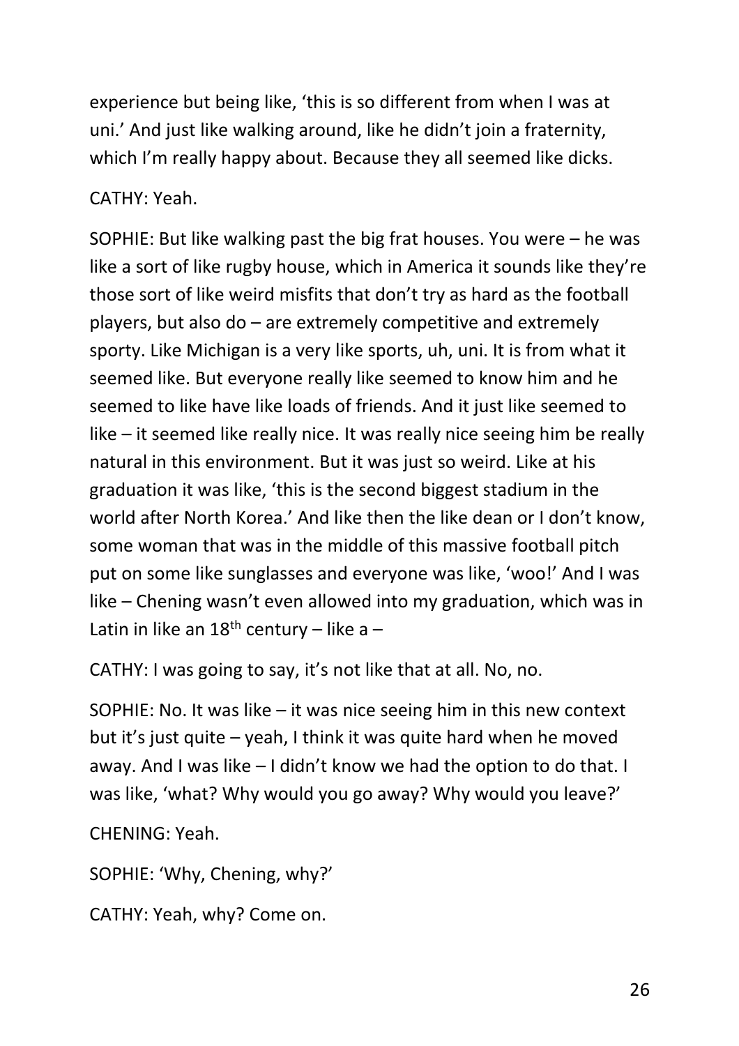experience but being like, 'this is so different from when I was at uni.' And just like walking around, like he didn't join a fraternity, which I'm really happy about. Because they all seemed like dicks.

CATHY: Yeah.

SOPHIE: But like walking past the big frat houses. You were – he was like a sort of like rugby house, which in America it sounds like they're those sort of like weird misfits that don't try as hard as the football players, but also do – are extremely competitive and extremely sporty. Like Michigan is a very like sports, uh, uni. It is from what it seemed like. But everyone really like seemed to know him and he seemed to like have like loads of friends. And it just like seemed to like – it seemed like really nice. It was really nice seeing him be really natural in this environment. But it was just so weird. Like at his graduation it was like, 'this is the second biggest stadium in the world after North Korea.' And like then the like dean or I don't know, some woman that was in the middle of this massive football pitch put on some like sunglasses and everyone was like, 'woo!' And I was like – Chening wasn't even allowed into my graduation, which was in Latin in like an 18th century – like a –

CATHY: I was going to say, it's not like that at all. No, no.

SOPHIE: No. It was like – it was nice seeing him in this new context but it's just quite – yeah, I think it was quite hard when he moved away. And I was like – I didn't know we had the option to do that. I was like, 'what? Why would you go away? Why would you leave?'

CHENING: Yeah.

SOPHIE: 'Why, Chening, why?'

CATHY: Yeah, why? Come on.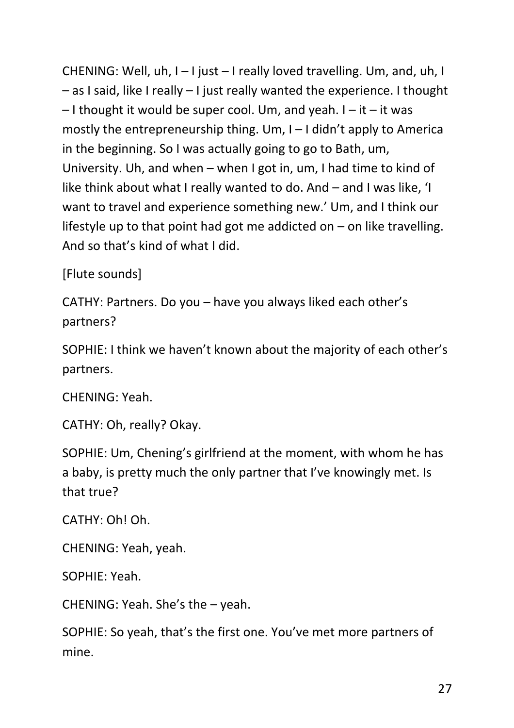CHENING: Well, uh, I – I just – I really loved travelling. Um, and, uh, I – as I said, like I really – I just really wanted the experience. I thought – I thought it would be super cool. Um, and yeah. I – it – it was mostly the entrepreneurship thing. Um, I – I didn't apply to America in the beginning. So I was actually going to go to Bath, um, University. Uh, and when – when I got in, um, I had time to kind of like think about what I really wanted to do. And – and I was like, 'I want to travel and experience something new.' Um, and I think our lifestyle up to that point had got me addicted on – on like travelling. And so that's kind of what I did.

[Flute sounds]

CATHY: Partners. Do you – have you always liked each other's partners?

SOPHIE: I think we haven't known about the majority of each other's partners.

CHENING: Yeah.

CATHY: Oh, really? Okay.

SOPHIE: Um, Chening's girlfriend at the moment, with whom he has a baby, is pretty much the only partner that I've knowingly met. Is that true?

CATHY: Oh! Oh.

CHENING: Yeah, yeah.

SOPHIE: Yeah.

CHENING: Yeah. She's the – yeah.

SOPHIE: So yeah, that's the first one. You've met more partners of mine.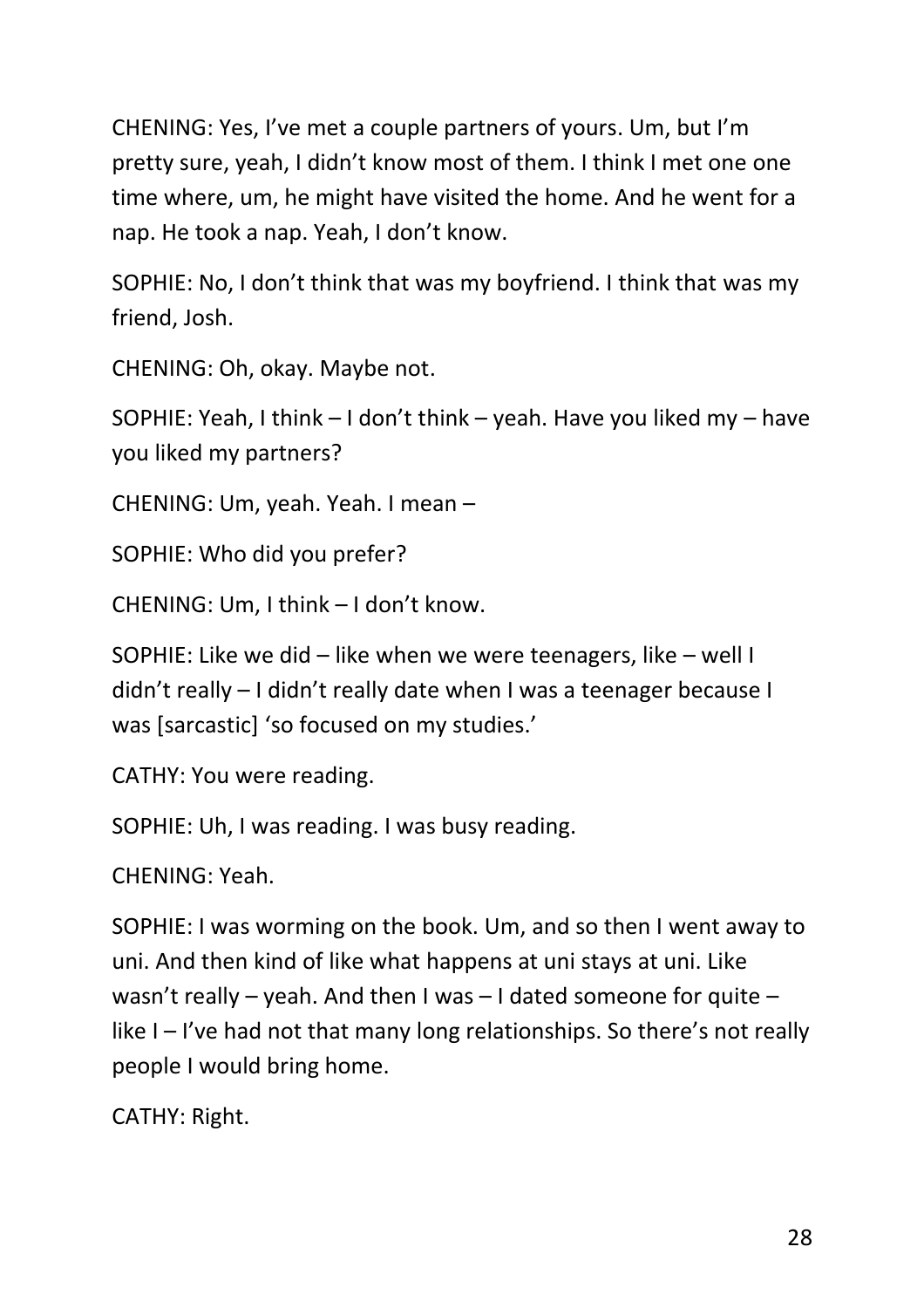CHENING: Yes, I've met a couple partners of yours. Um, but I'm pretty sure, yeah, I didn't know most of them. I think I met one one time where, um, he might have visited the home. And he went for a nap. He took a nap. Yeah, I don't know.

SOPHIE: No, I don't think that was my boyfriend. I think that was my friend, Josh.

CHENING: Oh, okay. Maybe not.

SOPHIE: Yeah, I think – I don't think – yeah. Have you liked my – have you liked my partners?

CHENING: Um, yeah. Yeah. I mean –

SOPHIE: Who did you prefer?

CHENING: Um, I think – I don't know.

SOPHIE: Like we did – like when we were teenagers, like – well I didn't really – I didn't really date when I was a teenager because I was [sarcastic] 'so focused on my studies.'

CATHY: You were reading.

SOPHIE: Uh, I was reading. I was busy reading.

CHENING: Yeah.

SOPHIE: I was worming on the book. Um, and so then I went away to uni. And then kind of like what happens at uni stays at uni. Like wasn't really – yeah. And then I was – I dated someone for quite – like I – I've had not that many long relationships. So there's not really people I would bring home.

CATHY: Right.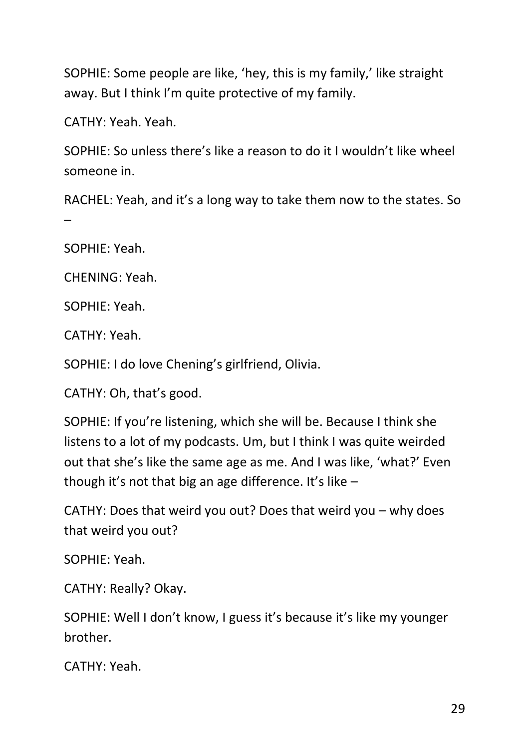SOPHIE: Some people are like, 'hey, this is my family,' like straight away. But I think I'm quite protective of my family.

CATHY: Yeah. Yeah.

SOPHIE: So unless there's like a reason to do it I wouldn't like wheel someone in.

RACHEL: Yeah, and it's a long way to take them now to the states. So –

SOPHIE: Yeah.

CHENING: Yeah.

SOPHIE: Yeah.

CATHY: Yeah.

SOPHIE: I do love Chening's girlfriend, Olivia.

CATHY: Oh, that's good.

SOPHIE: If you're listening, which she will be. Because I think she listens to a lot of my podcasts. Um, but I think I was quite weirded out that she's like the same age as me. And I was like, 'what?' Even though it's not that big an age difference. It's like –

CATHY: Does that weird you out? Does that weird you – why does that weird you out?

SOPHIE: Yeah.

CATHY: Really? Okay.

SOPHIE: Well I don't know, I guess it's because it's like my younger brother.

CATHY: Yeah.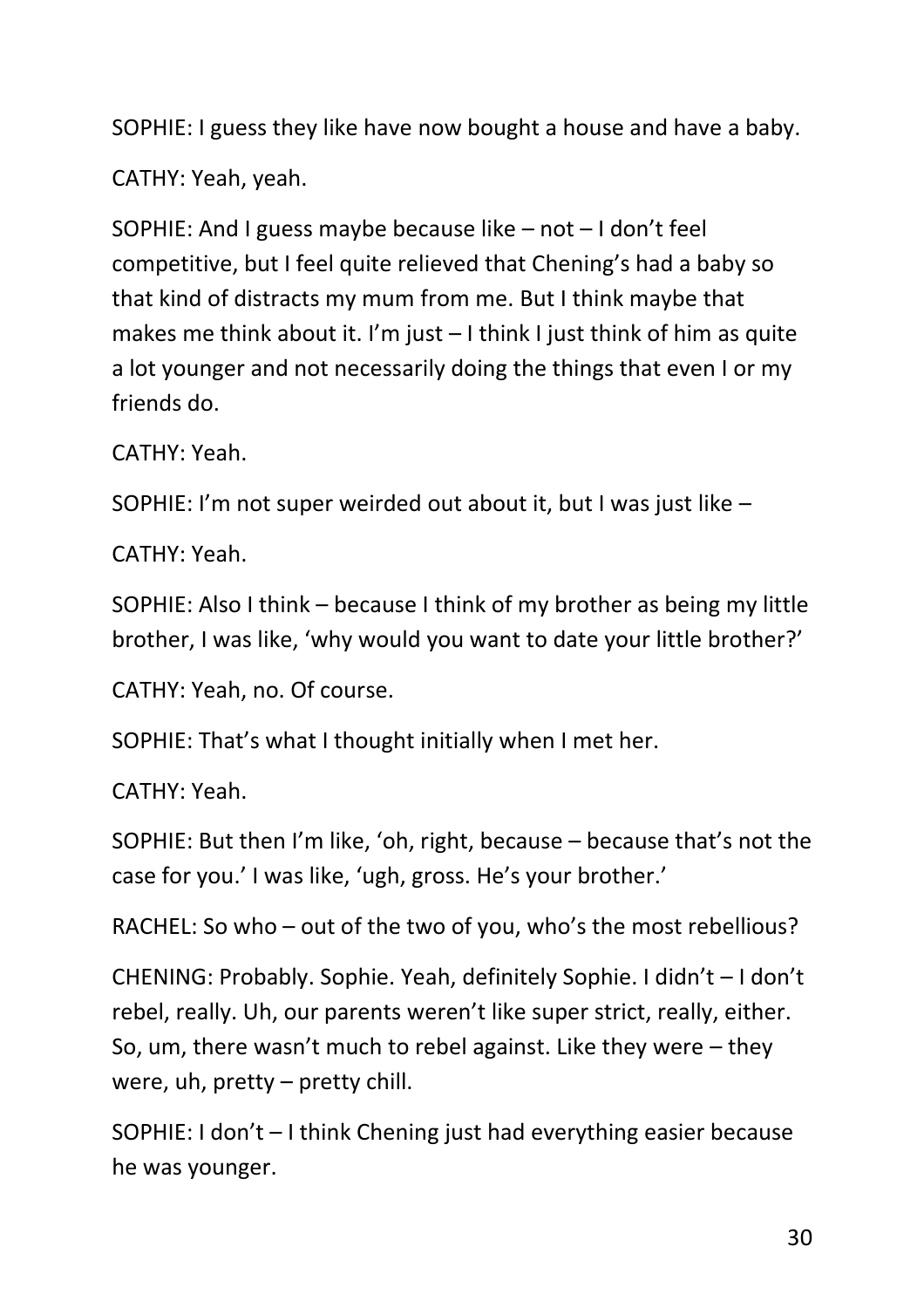SOPHIE: I guess they like have now bought a house and have a baby.

CATHY: Yeah, yeah.

SOPHIE: And I guess maybe because like – not – I don't feel competitive, but I feel quite relieved that Chening's had a baby so that kind of distracts my mum from me. But I think maybe that makes me think about it. I'm just – I think I just think of him as quite a lot younger and not necessarily doing the things that even I or my friends do.

CATHY: Yeah.

SOPHIE: I'm not super weirded out about it, but I was just like –

CATHY: Yeah.

SOPHIE: Also I think – because I think of my brother as being my little brother, I was like, 'why would you want to date your little brother?'

CATHY: Yeah, no. Of course.

SOPHIE: That's what I thought initially when I met her.

CATHY: Yeah.

SOPHIE: But then I'm like, 'oh, right, because – because that's not the case for you.' I was like, 'ugh, gross. He's your brother.'

RACHEL: So who – out of the two of you, who's the most rebellious?

CHENING: Probably. Sophie. Yeah, definitely Sophie. I didn't – I don't rebel, really. Uh, our parents weren't like super strict, really, either. So, um, there wasn't much to rebel against. Like they were – they were, uh, pretty – pretty chill.

SOPHIE: I don't – I think Chening just had everything easier because he was younger.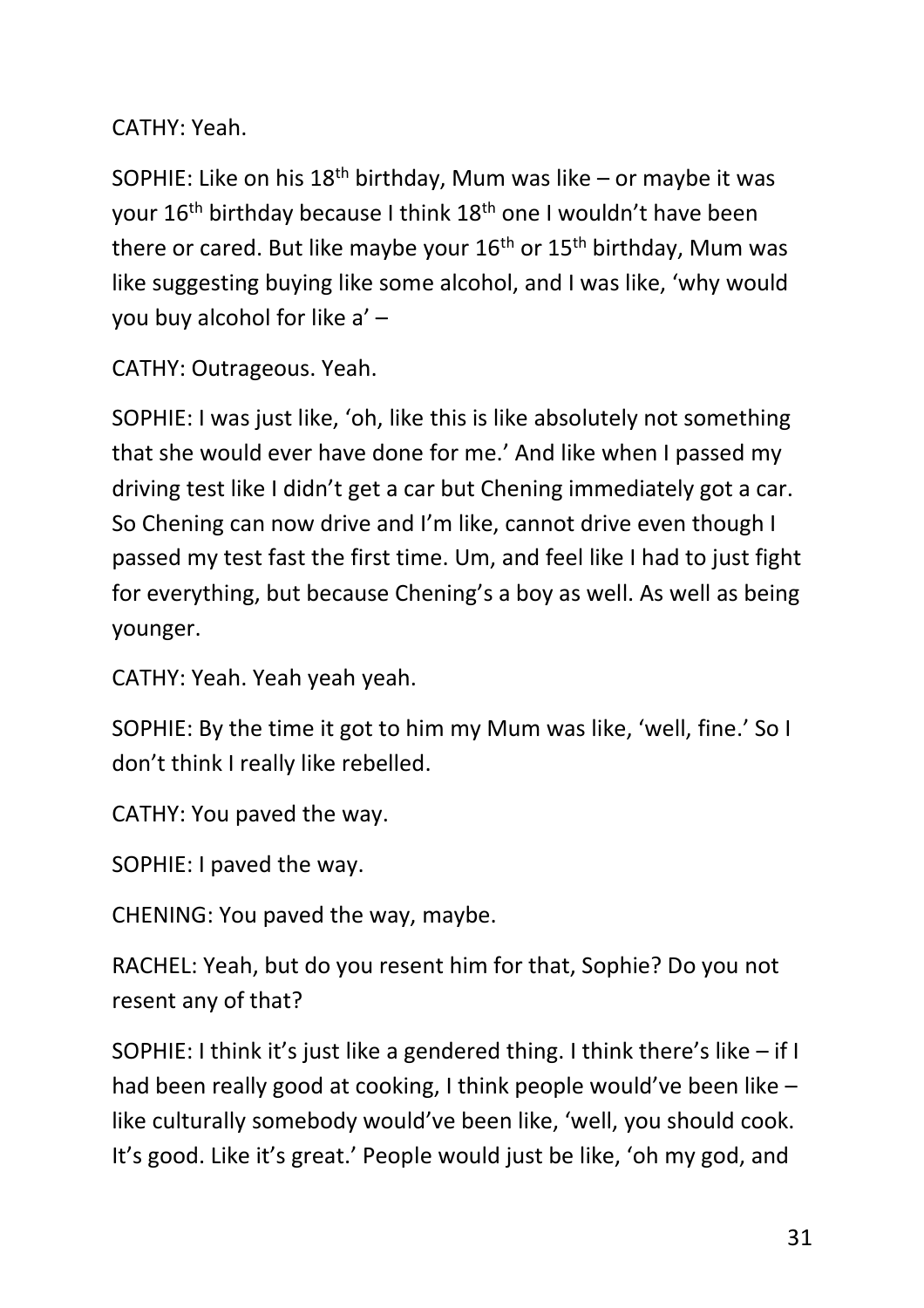CATHY: Yeah.

SOPHIE: Like on his 18th birthday, Mum was like – or maybe it was your 16th birthday because I think 18th one I wouldn't have been there or cared. But like maybe your 16th or 15th birthday, Mum was like suggesting buying like some alcohol, and I was like, 'why would you buy alcohol for like a' –

CATHY: Outrageous. Yeah.

SOPHIE: I was just like, 'oh, like this is like absolutely not something that she would ever have done for me.' And like when I passed my driving test like I didn't get a car but Chening immediately got a car. So Chening can now drive and I'm like, cannot drive even though I passed my test fast the first time. Um, and feel like I had to just fight for everything, but because Chening's a boy as well. As well as being younger.

CATHY: Yeah. Yeah yeah yeah.

SOPHIE: By the time it got to him my Mum was like, 'well, fine.' So I don't think I really like rebelled.

CATHY: You paved the way.

SOPHIE: I paved the way.

CHENING: You paved the way, maybe.

RACHEL: Yeah, but do you resent him for that, Sophie? Do you not resent any of that?

SOPHIE: I think it's just like a gendered thing. I think there's like – if I had been really good at cooking, I think people would've been like – like culturally somebody would've been like, 'well, you should cook. It's good. Like it's great.' People would just be like, 'oh my god, and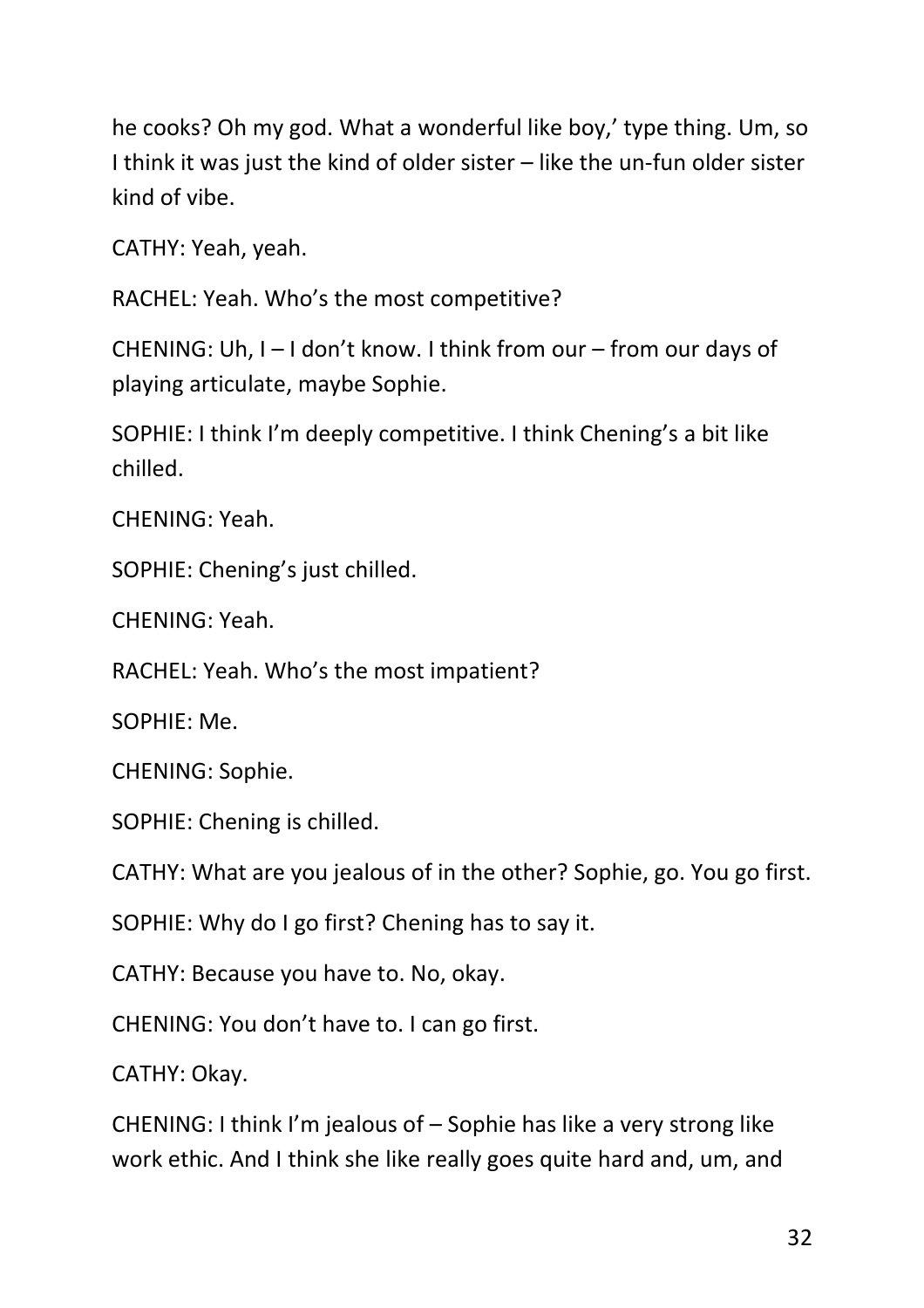he cooks? Oh my god. What a wonderful like boy,' type thing. Um, so I think it was just the kind of older sister – like the un-fun older sister kind of vibe.

CATHY: Yeah, yeah.

RACHEL: Yeah. Who's the most competitive?

CHENING: Uh, I – I don't know. I think from our – from our days of playing articulate, maybe Sophie.

SOPHIE: I think I'm deeply competitive. I think Chening's a bit like chilled.

CHENING: Yeah.

SOPHIE: Chening's just chilled.

CHENING: Yeah.

RACHEL: Yeah. Who's the most impatient?

SOPHIE: Me.

CHENING: Sophie.

SOPHIE: Chening is chilled.

CATHY: What are you jealous of in the other? Sophie, go. You go first.

SOPHIE: Why do I go first? Chening has to say it.

CATHY: Because you have to. No, okay.

CHENING: You don't have to. I can go first.

CATHY: Okay.

CHENING: I think I'm jealous of – Sophie has like a very strong like work ethic. And I think she like really goes quite hard and, um, and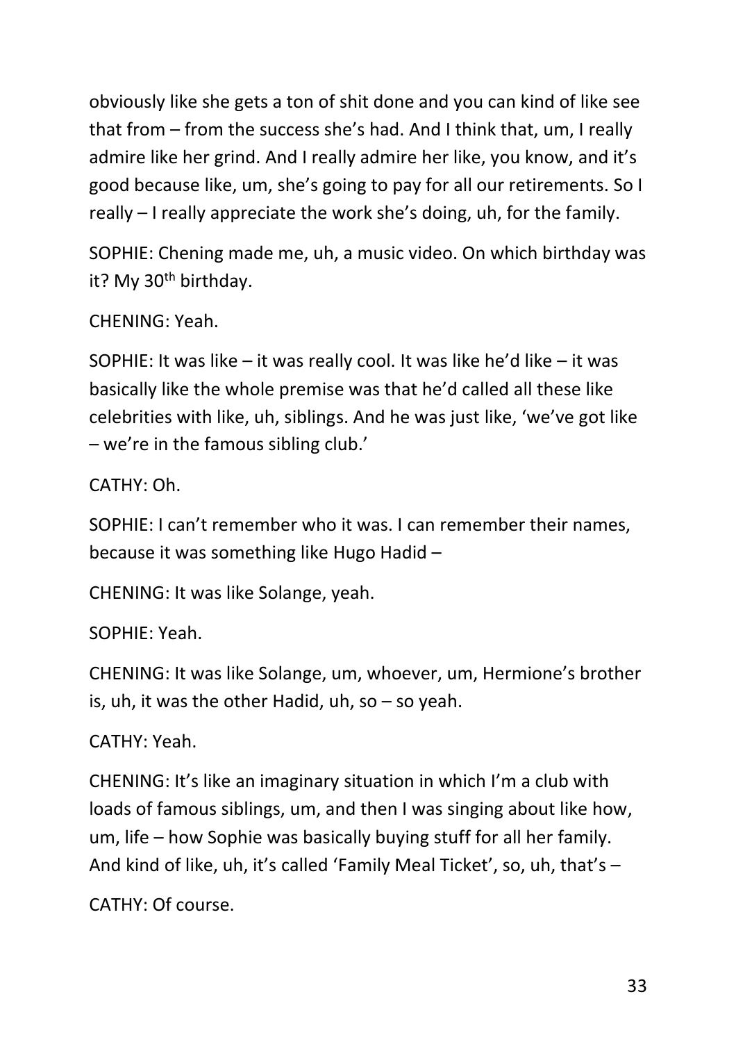obviously like she gets a ton of shit done and you can kind of like see that from – from the success she's had. And I think that, um, I really admire like her grind. And I really admire her like, you know, and it's good because like, um, she's going to pay for all our retirements. So I really – I really appreciate the work she's doing, uh, for the family.

SOPHIE: Chening made me, uh, a music video. On which birthday was it? My 30th birthday.

CHENING: Yeah.

SOPHIE: It was like – it was really cool. It was like he'd like – it was basically like the whole premise was that he'd called all these like celebrities with like, uh, siblings. And he was just like, 'we've got like – we're in the famous sibling club.'

CATHY: Oh.

SOPHIE: I can't remember who it was. I can remember their names, because it was something like Hugo Hadid –

CHENING: It was like Solange, yeah.

SOPHIE: Yeah.

CHENING: It was like Solange, um, whoever, um, Hermione's brother is, uh, it was the other Hadid, uh, so – so yeah.

CATHY: Yeah.

CHENING: It's like an imaginary situation in which I'm a club with loads of famous siblings, um, and then I was singing about like how, um, life – how Sophie was basically buying stuff for all her family. And kind of like, uh, it's called 'Family Meal Ticket', so, uh, that's –

CATHY: Of course.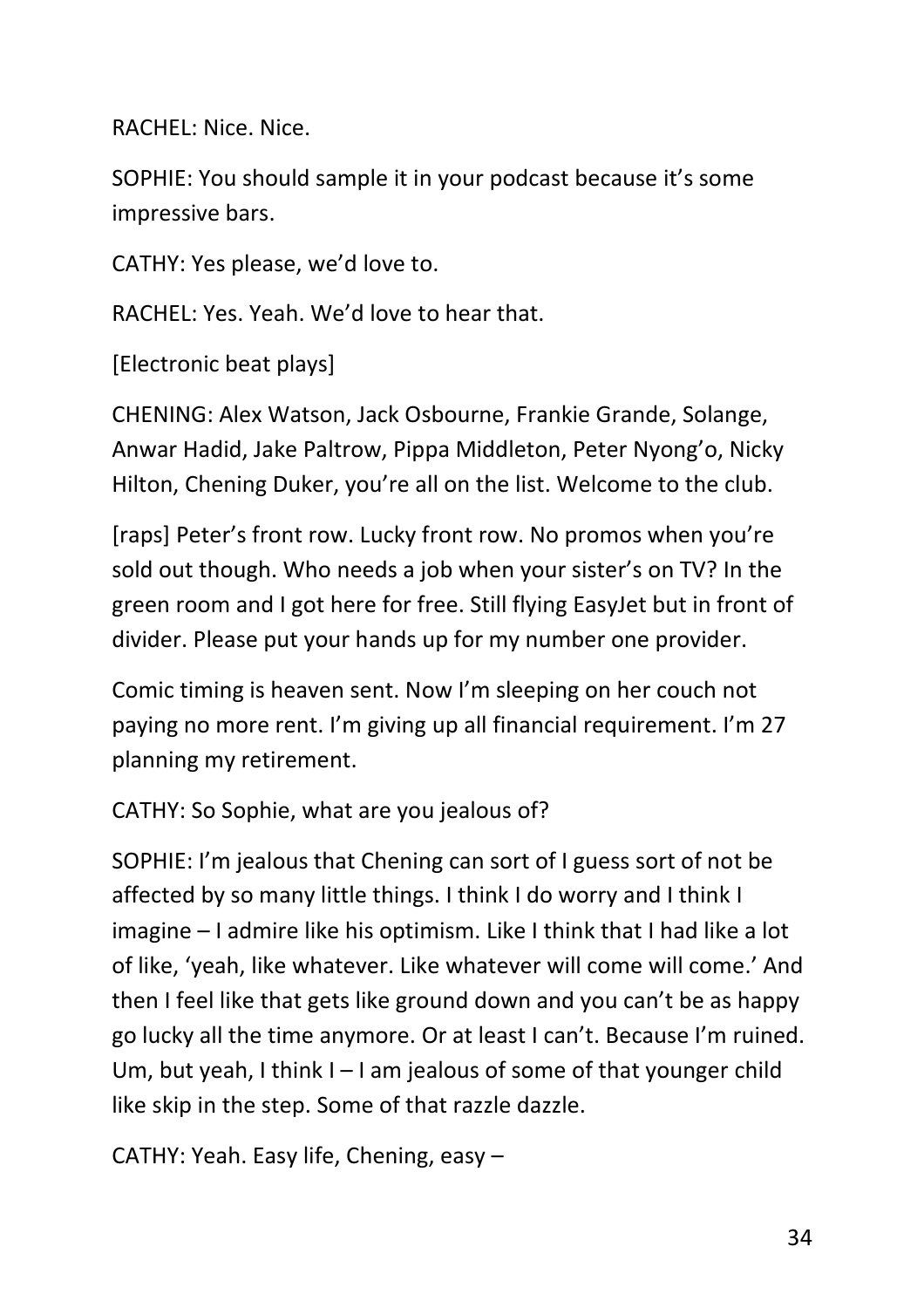RACHEL: Nice. Nice.

SOPHIE: You should sample it in your podcast because it's some impressive bars.

CATHY: Yes please, we'd love to.

RACHEL: Yes. Yeah. We'd love to hear that.

[Electronic beat plays]

CHENING: Alex Watson, Jack Osbourne, Frankie Grande, Solange, Anwar Hadid, Jake Paltrow, Pippa Middleton, Peter Nyong'o, Nicky Hilton, Chening Duker, you're all on the list. Welcome to the club.

[raps] Peter's front row. Lucky front row. No promos when you're sold out though. Who needs a job when your sister's on TV? In the green room and I got here for free. Still flying EasyJet but in front of divider. Please put your hands up for my number one provider.

Comic timing is heaven sent. Now I'm sleeping on her couch not paying no more rent. I'm giving up all financial requirement. I'm 27 planning my retirement.

CATHY: So Sophie, what are you jealous of?

SOPHIE: I'm jealous that Chening can sort of I guess sort of not be affected by so many little things. I think I do worry and I think I imagine – I admire like his optimism. Like I think that I had like a lot of like, 'yeah, like whatever. Like whatever will come will come.' And then I feel like that gets like ground down and you can't be as happy go lucky all the time anymore. Or at least I can't. Because I'm ruined. Um, but yeah, I think I – I am jealous of some of that younger child like skip in the step. Some of that razzle dazzle.

CATHY: Yeah. Easy life, Chening, easy –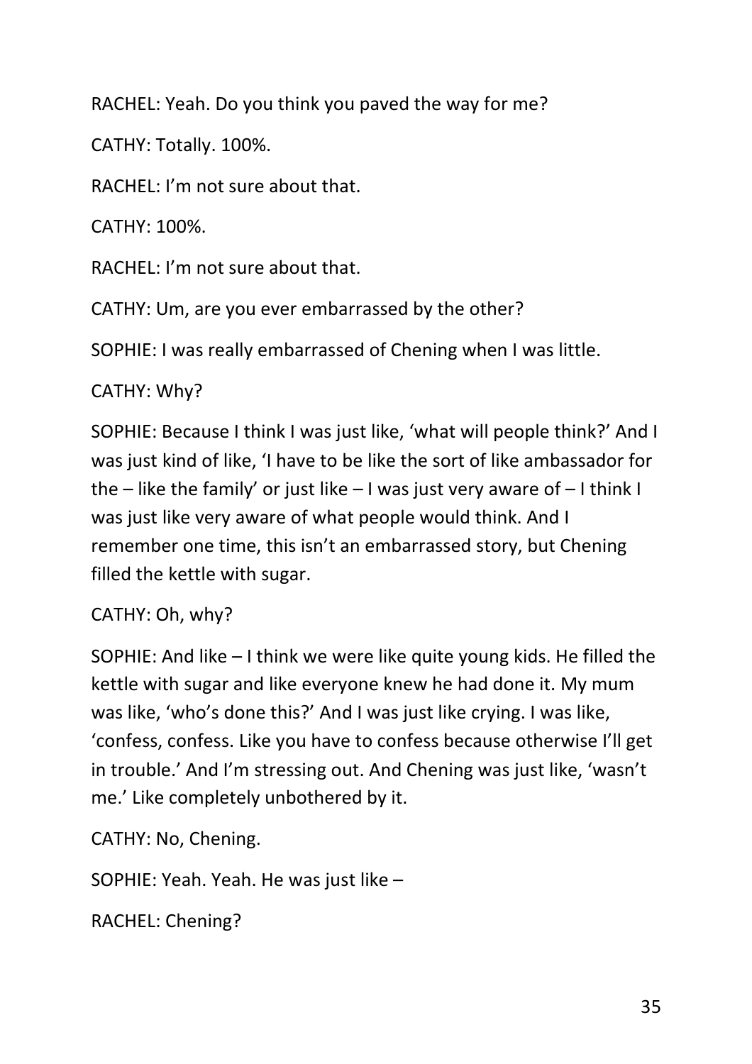RACHEL: Yeah. Do you think you paved the way for me?

CATHY: Totally. 100%.

RACHEL: I'm not sure about that.

CATHY: 100%.

RACHEL: I'm not sure about that.

CATHY: Um, are you ever embarrassed by the other?

SOPHIE: I was really embarrassed of Chening when I was little.

CATHY: Why?

SOPHIE: Because I think I was just like, 'what will people think?' And I was just kind of like, 'I have to be like the sort of like ambassador for the – like the family' or just like – I was just very aware of – I think I was just like very aware of what people would think. And I remember one time, this isn't an embarrassed story, but Chening filled the kettle with sugar.

CATHY: Oh, why?

SOPHIE: And like – I think we were like quite young kids. He filled the kettle with sugar and like everyone knew he had done it. My mum was like, 'who's done this?' And I was just like crying. I was like, 'confess, confess. Like you have to confess because otherwise I'll get in trouble.' And I'm stressing out. And Chening was just like, 'wasn't me.' Like completely unbothered by it.

CATHY: No, Chening.

SOPHIE: Yeah. Yeah. He was just like –

RACHEL: Chening?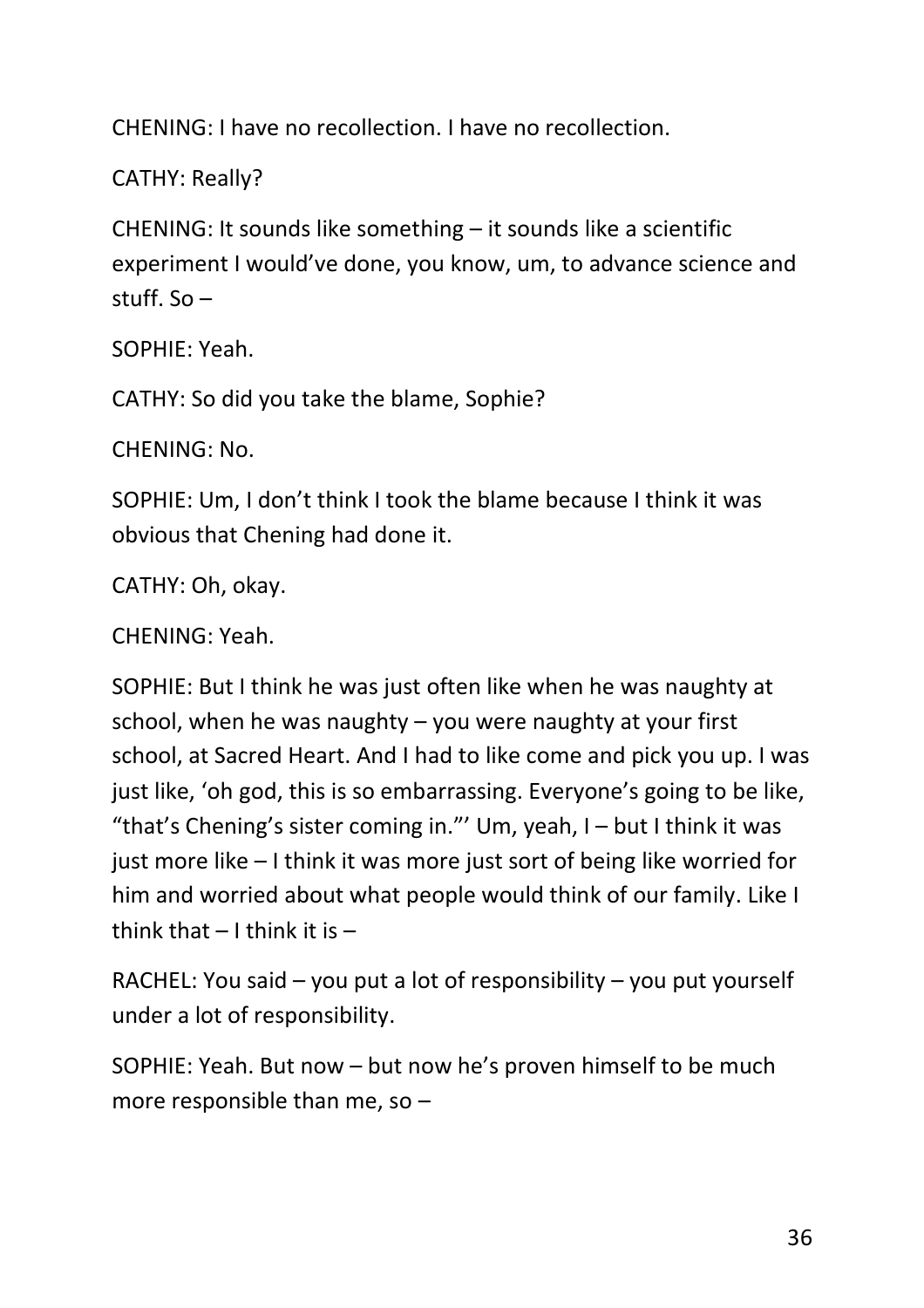CHENING: I have no recollection. I have no recollection.

CATHY: Really?

CHENING: It sounds like something – it sounds like a scientific experiment I would've done, you know, um, to advance science and stuff. So –

SOPHIE: Yeah.

CATHY: So did you take the blame, Sophie?

CHENING: No.

SOPHIE: Um, I don't think I took the blame because I think it was obvious that Chening had done it.

CATHY: Oh, okay.

CHENING: Yeah.

SOPHIE: But I think he was just often like when he was naughty at school, when he was naughty – you were naughty at your first school, at Sacred Heart. And I had to like come and pick you up. I was just like, 'oh god, this is so embarrassing. Everyone's going to be like, "that's Chening's sister coming in."' Um, yeah, I – but I think it was just more like – I think it was more just sort of being like worried for him and worried about what people would think of our family. Like I think that – I think it is –

RACHEL: You said – you put a lot of responsibility – you put yourself under a lot of responsibility.

SOPHIE: Yeah. But now – but now he's proven himself to be much more responsible than me, so –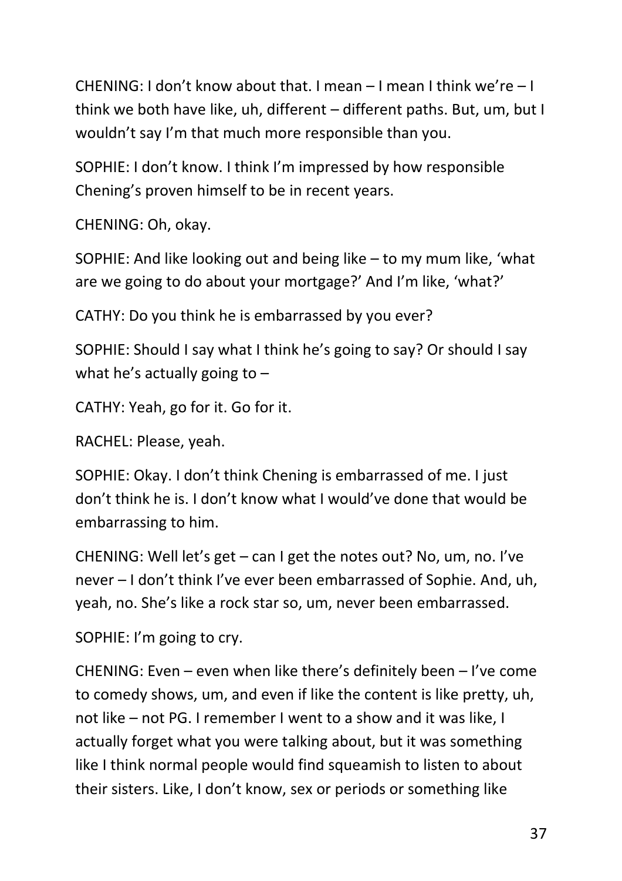CHENING: I don't know about that. I mean – I mean I think we're – I think we both have like, uh, different – different paths. But, um, but I wouldn't say I'm that much more responsible than you.

SOPHIE: I don't know. I think I'm impressed by how responsible Chening's proven himself to be in recent years.

CHENING: Oh, okay.

SOPHIE: And like looking out and being like – to my mum like, 'what are we going to do about your mortgage?' And I'm like, 'what?'

CATHY: Do you think he is embarrassed by you ever?

SOPHIE: Should I say what I think he's going to say? Or should I say what he's actually going to –

CATHY: Yeah, go for it. Go for it.

RACHEL: Please, yeah.

SOPHIE: Okay. I don't think Chening is embarrassed of me. I just don't think he is. I don't know what I would've done that would be embarrassing to him.

CHENING: Well let's get – can I get the notes out? No, um, no. I've never – I don't think I've ever been embarrassed of Sophie. And, uh, yeah, no. She's like a rock star so, um, never been embarrassed.

SOPHIE: I'm going to cry.

CHENING: Even – even when like there's definitely been – I've come to comedy shows, um, and even if like the content is like pretty, uh, not like – not PG. I remember I went to a show and it was like, I actually forget what you were talking about, but it was something like I think normal people would find squeamish to listen to about their sisters. Like, I don't know, sex or periods or something like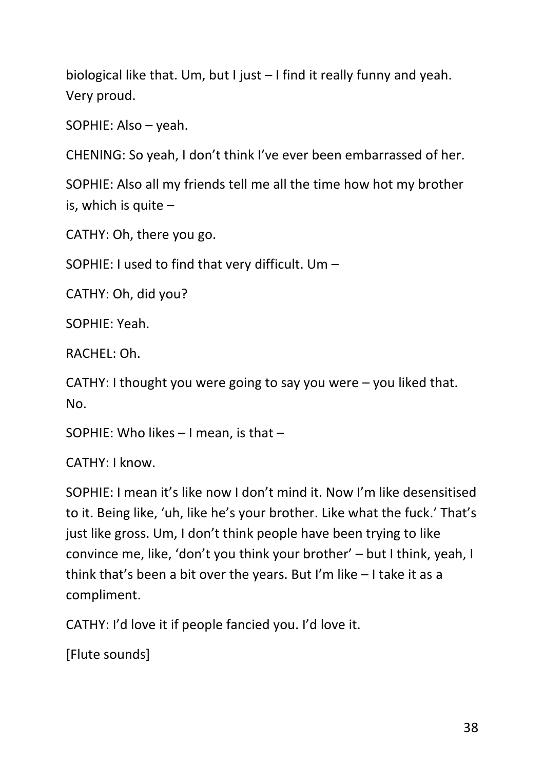biological like that. Um, but I just – I find it really funny and yeah. Very proud.

SOPHIE: Also – yeah.

CHENING: So yeah, I don't think I've ever been embarrassed of her.

SOPHIE: Also all my friends tell me all the time how hot my brother is, which is quite –

CATHY: Oh, there you go.

SOPHIE: I used to find that very difficult. Um –

CATHY: Oh, did you?

SOPHIE: Yeah.

RACHEL: Oh.

CATHY: I thought you were going to say you were – you liked that. No.

SOPHIE: Who likes – I mean, is that –

CATHY: I know.

SOPHIE: I mean it's like now I don't mind it. Now I'm like desensitised to it. Being like, 'uh, like he's your brother. Like what the fuck.' That's just like gross. Um, I don't think people have been trying to like convince me, like, 'don't you think your brother' – but I think, yeah, I think that's been a bit over the years. But I'm like – I take it as a compliment.

CATHY: I'd love it if people fancied you. I'd love it.

[Flute sounds]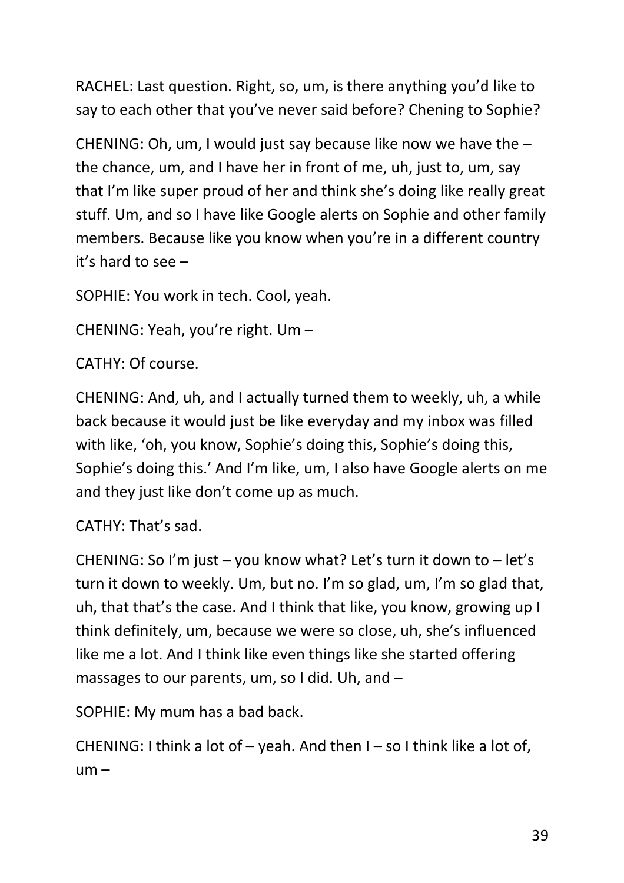RACHEL: Last question. Right, so, um, is there anything you'd like to say to each other that you've never said before? Chening to Sophie?

CHENING: Oh, um, I would just say because like now we have the – the chance, um, and I have her in front of me, uh, just to, um, say that I'm like super proud of her and think she's doing like really great stuff. Um, and so I have like Google alerts on Sophie and other family members. Because like you know when you're in a different country it's hard to see –

SOPHIE: You work in tech. Cool, yeah.

CHENING: Yeah, you're right. Um –

CATHY: Of course.

CHENING: And, uh, and I actually turned them to weekly, uh, a while back because it would just be like everyday and my inbox was filled with like, 'oh, you know, Sophie's doing this, Sophie's doing this, Sophie's doing this.' And I'm like, um, I also have Google alerts on me and they just like don't come up as much.

CATHY: That's sad.

CHENING: So I'm just – you know what? Let's turn it down to – let's turn it down to weekly. Um, but no. I'm so glad, um, I'm so glad that, uh, that that's the case. And I think that like, you know, growing up I think definitely, um, because we were so close, uh, she's influenced like me a lot. And I think like even things like she started offering massages to our parents, um, so I did. Uh, and –

SOPHIE: My mum has a bad back.

CHENING: I think a lot of – yeah. And then I – so I think like a lot of, um –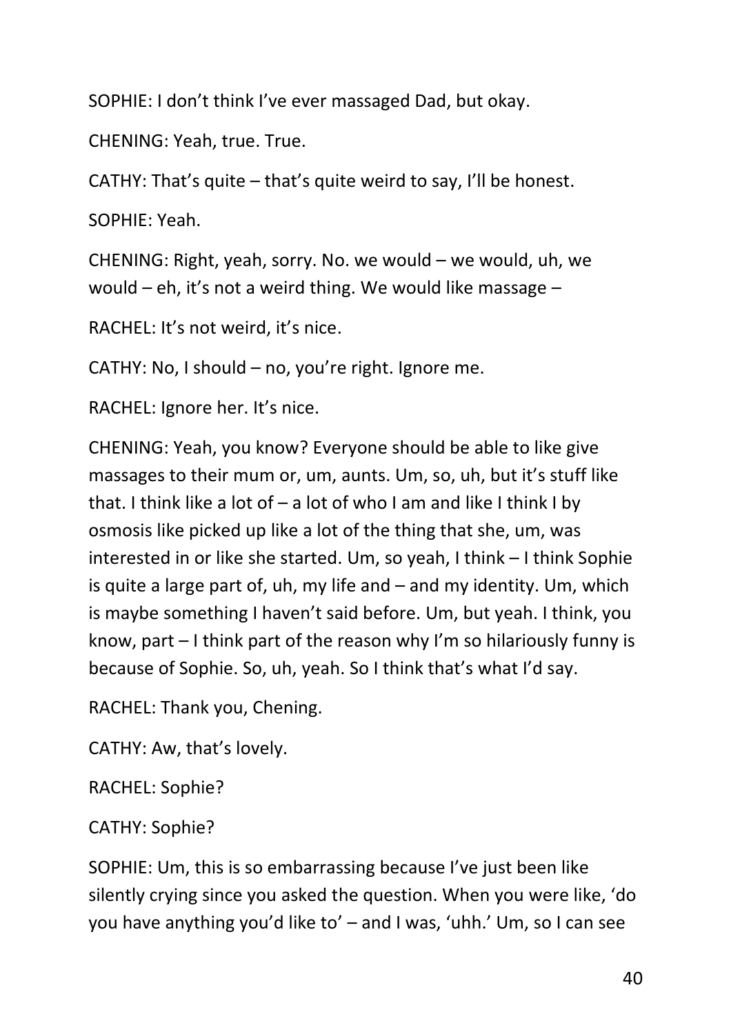SOPHIE: I don't think I've ever massaged Dad, but okay.

CHENING: Yeah, true. True.

CATHY: That's quite – that's quite weird to say, I'll be honest.

SOPHIE: Yeah.

CHENING: Right, yeah, sorry. No. we would – we would, uh, we would – eh, it's not a weird thing. We would like massage –

RACHEL: It's not weird, it's nice.

CATHY: No, I should – no, you're right. Ignore me.

RACHEL: Ignore her. It's nice.

CHENING: Yeah, you know? Everyone should be able to like give massages to their mum or, um, aunts. Um, so, uh, but it's stuff like that. I think like a lot of – a lot of who I am and like I think I by osmosis like picked up like a lot of the thing that she, um, was interested in or like she started. Um, so yeah, I think – I think Sophie is quite a large part of, uh, my life and – and my identity. Um, which is maybe something I haven't said before. Um, but yeah. I think, you know, part – I think part of the reason why I'm so hilariously funny is because of Sophie. So, uh, yeah. So I think that's what I'd say.

RACHEL: Thank you, Chening.

CATHY: Aw, that's lovely.

RACHEL: Sophie?

CATHY: Sophie?

SOPHIE: Um, this is so embarrassing because I've just been like silently crying since you asked the question. When you were like, 'do you have anything you'd like to' – and I was, 'uhh.' Um, so I can see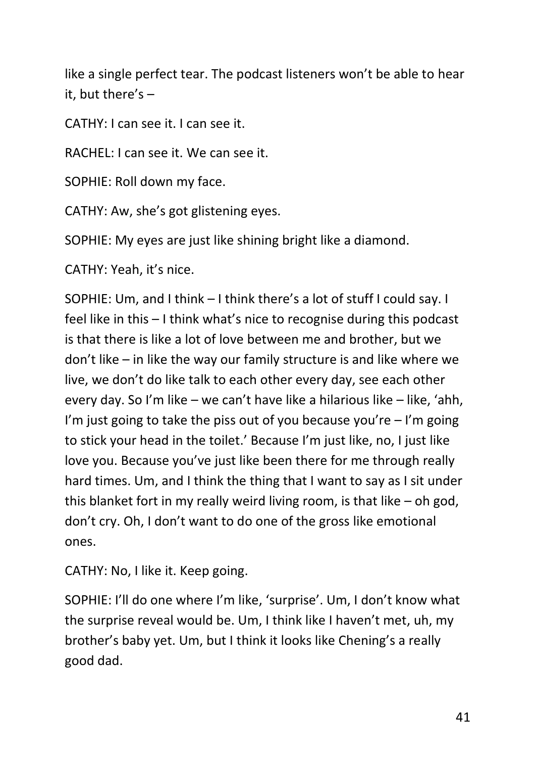like a single perfect tear. The podcast listeners won't be able to hear it, but there's –

CATHY: I can see it. I can see it.

RACHEL: I can see it. We can see it.

SOPHIE: Roll down my face.

CATHY: Aw, she's got glistening eyes.

SOPHIE: My eyes are just like shining bright like a diamond.

CATHY: Yeah, it's nice.

SOPHIE: Um, and I think – I think there's a lot of stuff I could say. I feel like in this – I think what's nice to recognise during this podcast is that there is like a lot of love between me and brother, but we don't like – in like the way our family structure is and like where we live, we don't do like talk to each other every day, see each other every day. So I'm like – we can't have like a hilarious like – like, 'ahh, I'm just going to take the piss out of you because you're – I'm going to stick your head in the toilet.' Because I'm just like, no, I just like love you. Because you've just like been there for me through really hard times. Um, and I think the thing that I want to say as I sit under this blanket fort in my really weird living room, is that like – oh god, don't cry. Oh, I don't want to do one of the gross like emotional ones.

CATHY: No, I like it. Keep going.

SOPHIE: I'll do one where I'm like, 'surprise'. Um, I don't know what the surprise reveal would be. Um, I think like I haven't met, uh, my brother's baby yet. Um, but I think it looks like Chening's a really good dad.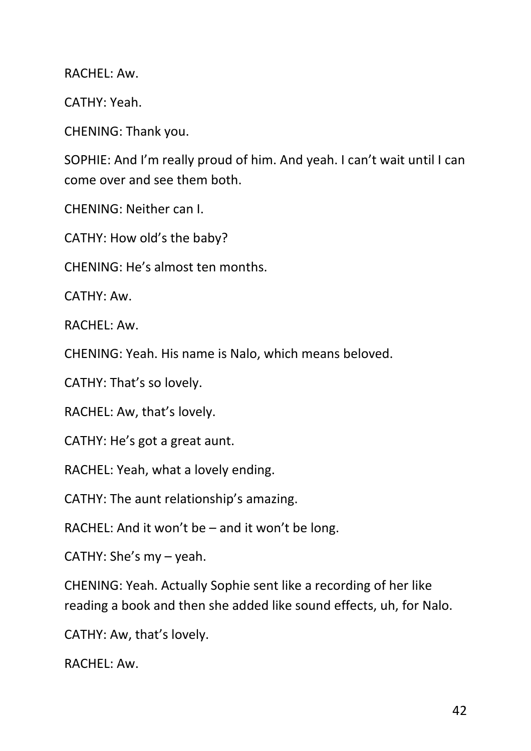RACHEL: Aw.

CATHY: Yeah.

CHENING: Thank you.

SOPHIE: And I'm really proud of him. And yeah. I can't wait until I can come over and see them both.

CHENING: Neither can I.

CATHY: How old's the baby?

CHENING: He's almost ten months.

CATHY: Aw.

RACHEL: Aw.

CHENING: Yeah. His name is Nalo, which means beloved.

CATHY: That's so lovely.

RACHEL: Aw, that's lovely.

CATHY: He's got a great aunt.

RACHEL: Yeah, what a lovely ending.

CATHY: The aunt relationship's amazing.

RACHEL: And it won't be – and it won't be long.

CATHY: She's my – yeah.

CHENING: Yeah. Actually Sophie sent like a recording of her like reading a book and then she added like sound effects, uh, for Nalo.

CATHY: Aw, that's lovely.

RACHEL: Aw.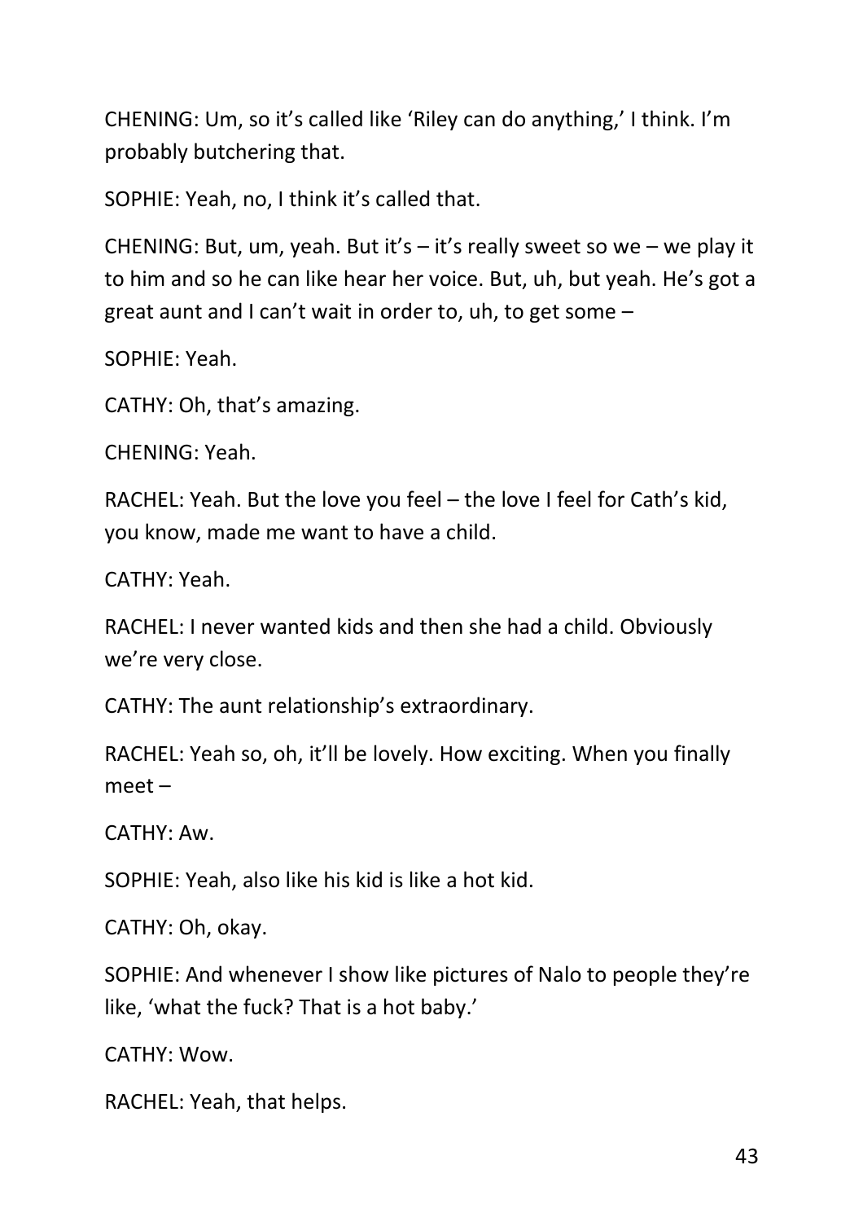CHENING: Um, so it's called like 'Riley can do anything,' I think. I'm probably butchering that.

SOPHIE: Yeah, no, I think it's called that.

CHENING: But, um, yeah. But it's – it's really sweet so we – we play it to him and so he can like hear her voice. But, uh, but yeah. He's got a great aunt and I can't wait in order to, uh, to get some –

SOPHIE: Yeah.

CATHY: Oh, that's amazing.

CHENING: Yeah.

RACHEL: Yeah. But the love you feel – the love I feel for Cath's kid, you know, made me want to have a child.

CATHY: Yeah.

RACHEL: I never wanted kids and then she had a child. Obviously we're very close.

CATHY: The aunt relationship's extraordinary.

RACHEL: Yeah so, oh, it'll be lovely. How exciting. When you finally meet –

CATHY: Aw.

SOPHIE: Yeah, also like his kid is like a hot kid.

CATHY: Oh, okay.

SOPHIE: And whenever I show like pictures of Nalo to people they're like, 'what the fuck? That is a hot baby.'

CATHY: Wow.

RACHEL: Yeah, that helps.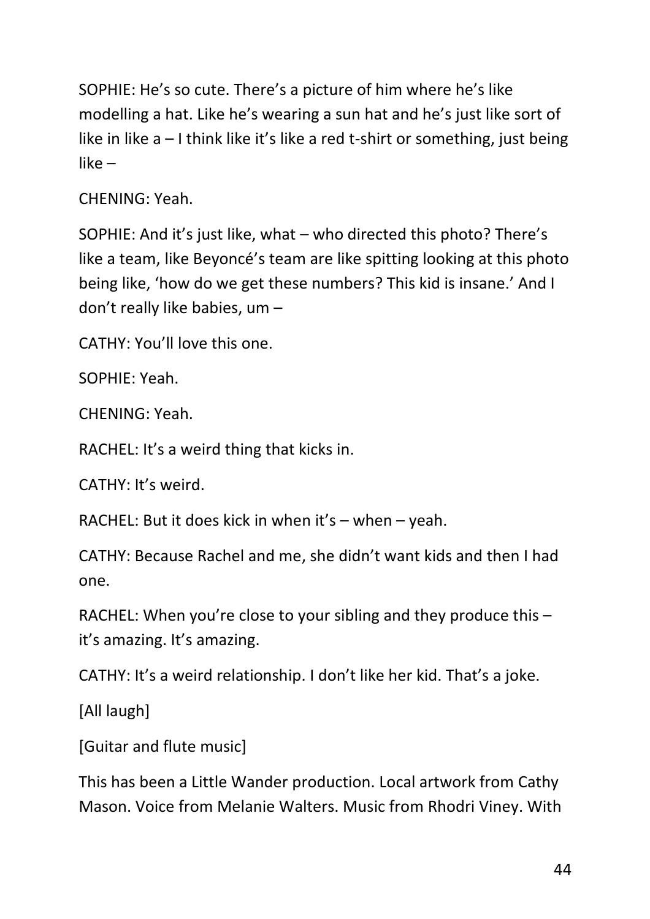SOPHIE: He's so cute. There's a picture of him where he's like modelling a hat. Like he's wearing a sun hat and he's just like sort of like in like a – I think like it's like a red t-shirt or something, just being like –

CHENING: Yeah.

SOPHIE: And it's just like, what – who directed this photo? There's like a team, like Beyoncé's team are like spitting looking at this photo being like, 'how do we get these numbers? This kid is insane.' And I don't really like babies, um –

CATHY: You'll love this one.

SOPHIE: Yeah.

CHENING: Yeah.

RACHEL: It's a weird thing that kicks in.

CATHY: It's weird.

RACHEL: But it does kick in when it's – when – yeah.

CATHY: Because Rachel and me, she didn't want kids and then I had one.

RACHEL: When you're close to your sibling and they produce this – it's amazing. It's amazing.

CATHY: It's a weird relationship. I don't like her kid. That's a joke.

[All laugh]

[Guitar and flute music]

This has been a Little Wander production. Local artwork from Cathy Mason. Voice from Melanie Walters. Music from Rhodri Viney. With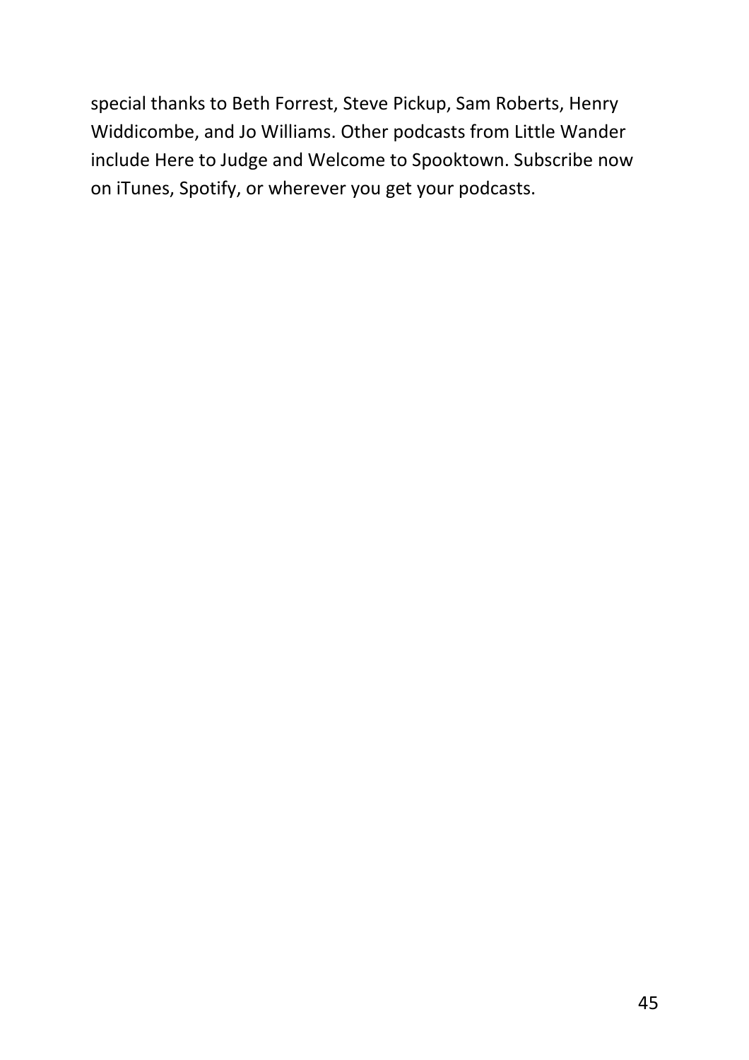special thanks to Beth Forrest, Steve Pickup, Sam Roberts, Henry Widdicombe, and Jo Williams. Other podcasts from Little Wander include Here to Judge and Welcome to Spooktown. Subscribe now on iTunes, Spotify, or wherever you get your podcasts.